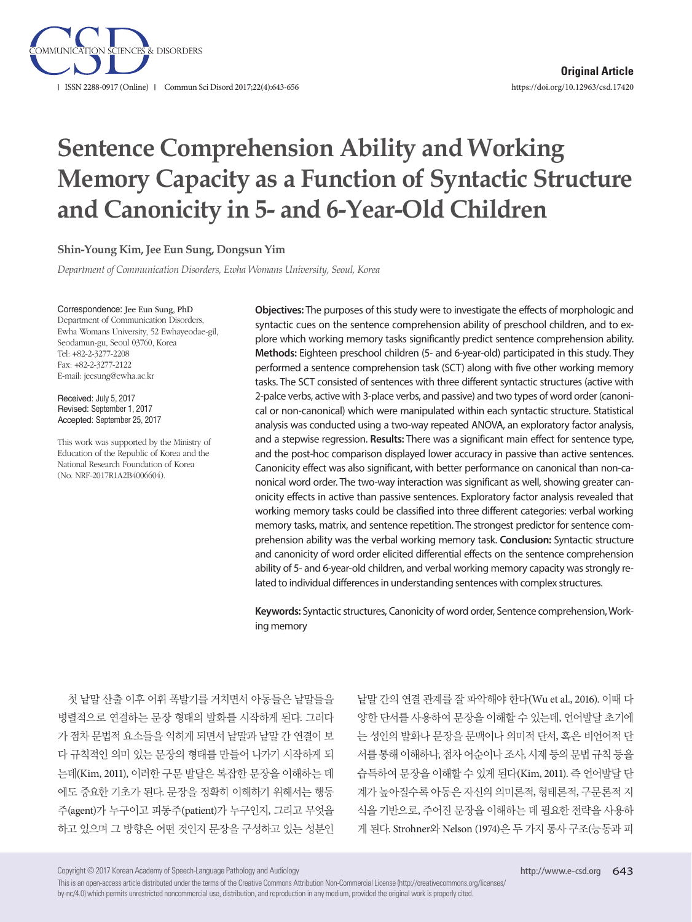**Original Article**

# Sentence Comprehension Ability and Working Memory Capacity as a Function of Syntactic Structure and Canonicity in 5- and 6-Year-Old Children

**Shin-Young Kim, Jee Eun Sung, Dongsun Yim**

*Department of Communication Disorders, Ewha Womans University, Seoul, Korea*

Correspondence: Jee Eun Sung, PhD
Department of Communication Disorders, Ewha Womans University, 52 Ewhayeodae-gil, Seodamun-gu, Seoul 03760, Korea
Tel: +82-2-3277-2208
Fax: +82-2-3277-2122
E-mail: jeesung@ewha.ac.kr

Received: July 5, 2017
Revised: September 1, 2017
Accepted: September 25, 2017

This work was supported by the Ministry of Education of the Republic of Korea and the National Research Foundation of Korea (No. NRF-2017R1A2B4006604).

**Objectives:** The purposes of this study were to investigate the effects of morphologic and syntactic cues on the sentence comprehension ability of preschool children, and to explore which working memory tasks significantly predict sentence comprehension ability. **Methods:** Eighteen preschool children (5- and 6-year-old) participated in this study. They performed a sentence comprehension task (SCT) along with five other working memory tasks. The SCT consisted of sentences with three different syntactic structures (active with 2-palce verbs, active with 3-place verbs, and passive) and two types of word order (canonical or non-canonical) which were manipulated within each syntactic structure. Statistical analysis was conducted using a two-way repeated ANOVA, an exploratory factor analysis, and a stepwise regression. **Results:** There was a significant main effect for sentence type, and the post-hoc comparison displayed lower accuracy in passive than active sentences. Canonicity effect was also significant, with better performance on canonical than non-canonical word order. The two-way interaction was significant as well, showing greater canonicity effects in active than passive sentences. Exploratory factor analysis revealed that working memory tasks could be classified into three different categories: verbal working memory tasks, matrix, and sentence repetition. The strongest predictor for sentence comprehension ability was the verbal working memory task. **Conclusion:** Syntactic structure and canonicity of word order elicited differential effects on the sentence comprehension ability of 5- and 6-year-old children, and verbal working memory capacity was strongly related to individual differences in understanding sentences with complex structures.

**Keywords:** Syntactic structures, Canonicity of word order, Sentence comprehension, Working memory

첫 낱말 산출 이후 어휘 폭발기를 거치면서 아동들은 낱말들을 병렬적으로 연결하는 문장 형태의 발화를 시작하게 된다. 그러다가 점차 문법적 요소들을 익히게 되면서 낱말과 낱말 간 연결이 보다 규칙적인 의미 있는 문장의 형태를 만들어 나가기 시작하게 되는데(Kim, 2011), 이러한 구문 발달은 복잡한 문장을 이해하는 데에도 중요한 기초가 된다. 문장을 정확히 이해하기 위해서는 행동주(agent)가 누구이고 피동주(patient)가 누구인지, 그리고 무엇을 하고 있으며 그 방향은 어떤 것인지 문장을 구성하고 있는 성분인 낱말 간의 연결 관계를 잘 파악해야 한다(Wu et al., 2016). 이때 다양한 단서를 사용하여 문장을 이해할 수 있는데, 언어발달 초기에는 성인의 발화나 문장을 문맥이나 의미적 단서, 혹은 비언어적 단서를 통해 이해하나, 점차 어순이나 조사, 시제 등의 문법 규칙 등을 습득하여 문장을 이해할 수 있게 된다(Kim, 2011). 즉 언어발달 단계가 높아질수록 아동은 자신의 의미론적, 형태론적, 구문론적 지식을 기반으로, 주어진 문장을 이해하는 데 필요한 전략을 사용하게 된다. Strohner와 Nelson (1974)은 두 가지 통사 구조(능동과 피

Copyright © 2017 Korean Academy of Speech-Language Pathology and Audiology
This is an open-access article distributed under the terms of the Creative Commons Attribution Non-Commercial License (http://creativecommons.org/licenses/by-nc/4.0) which permits unrestricted noncommercial use, distribution, and reproduction in any medium, provided the original work is properly cited.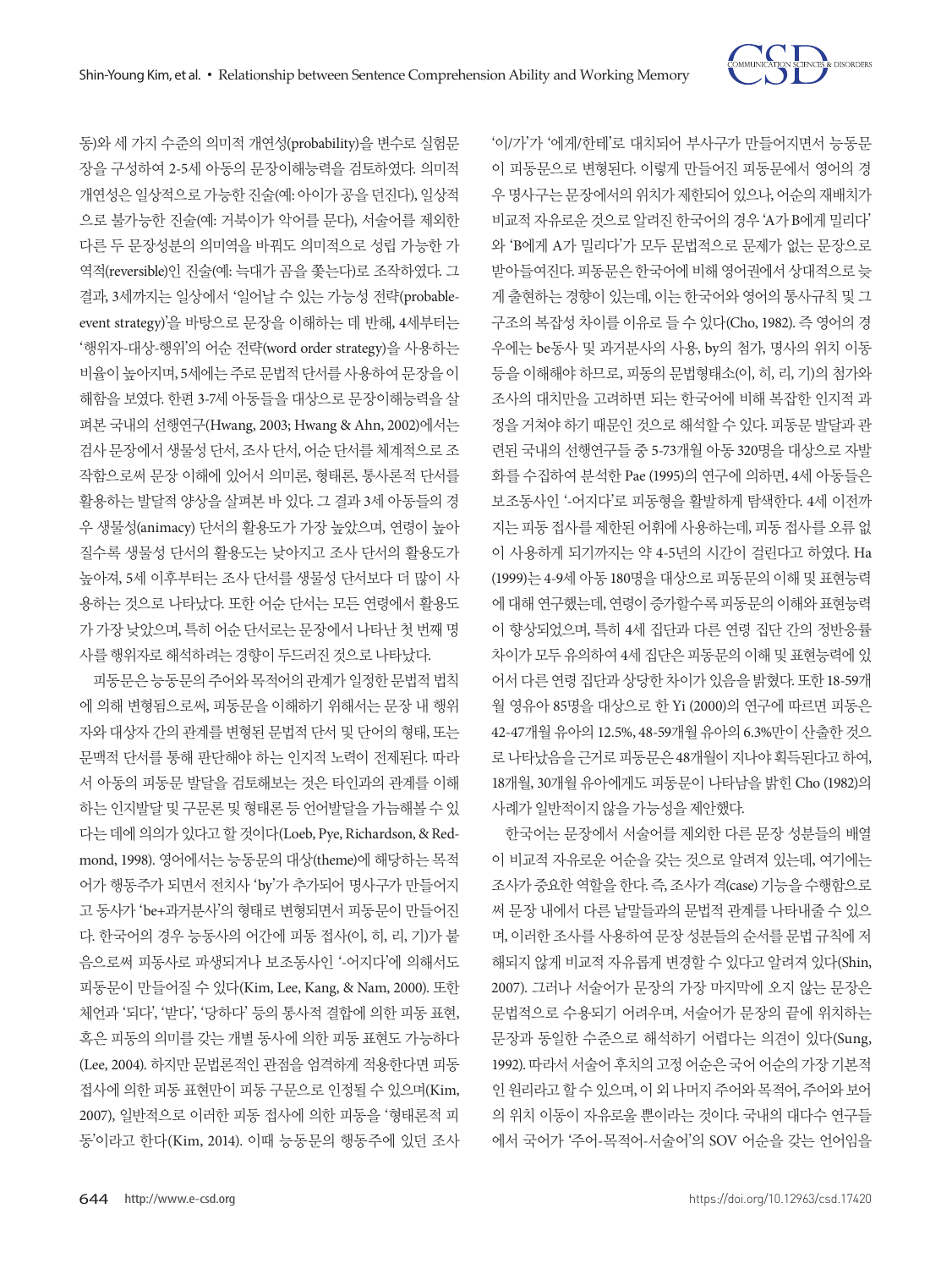동)와 세 가지 수준의 의미적 개연성(probability)을 변수로 실험문장을 구성하여 2-5세 아동의 문장이해능력을 검토하였다. 의미적 개연성은 일상적으로 가능한 진술(예: 아이가 공을 던진다), 일상적으로 불가능한 진술(예: 거북이가 악어를 문다), 서술어를 제외한 다른 두 문장성분의 의미역을 바꿔도 의미적으로 성립 가능한 가역적(reversible)인 진술(예: 늑대가 곰을 쫓는다)로 조작하였다. 그 결과, 3세까지는 일상에서 '일어날 수 있는 가능성 전략(probable-event strategy)'을 바탕으로 문장을 이해하는 데 반해, 4세부터는 '행위자-대상-행위'의 어순 전략(word order strategy)을 사용하는 비율이 높아지며, 5세에는 주로 문법적 단서를 사용하여 문장을 이해함을 보였다. 한편 3-7세 아동들을 대상으로 문장이해능력을 살펴본 국내의 선행연구(Hwang, 2003; Hwang & Ahn, 2002)에서는 검사 문장에서 생물성 단서, 조사 단서, 어순 단서를 체계적으로 조작함으로써 문장 이해에 있어서 의미론, 형태론, 통사론적 단서를 활용하는 발달적 양상을 살펴본 바 있다. 그 결과 3세 아동들의 경우 생물성(animacy) 단서의 활용도가 가장 높았으며, 연령이 높아질수록 생물성 단서의 활용도는 낮아지고 조사 단서의 활용도가 높아져, 5세 이후부터는 조사 단서를 생물성 단서보다 더 많이 사용하는 것으로 나타났다. 또한 어순 단서는 모든 연령에서 활용도가 가장 낮았으며, 특히 어순 단서로는 문장에서 나타난 첫 번째 명사를 행위자로 해석하려는 경향이 두드러진 것으로 나타났다.

피동문은 능동문의 주어와 목적어의 관계가 일정한 문법적 법칙에 의해 변형됨으로써, 피동문을 이해하기 위해서는 문장 내 행위자와 대상자 간의 관계를 변형된 문법적 단서 및 단어의 형태, 또는 문맥적 단서를 통해 판단해야 하는 인지적 노력이 전제된다. 따라서 아동의 피동문 발달을 검토해보는 것은 타인과의 관계를 이해하는 인지발달 및 구문론 및 형태론 등 언어발달을 가늠해볼 수 있다는 데에 의의가 있다고 할 것이다(Loeb, Pye, Richardson, & Redmond, 1998). 영어에서는 능동문의 대상(theme)에 해당하는 목적어가 행동주가 되면서 전치사 'by'가 추가되어 명사구가 만들어지고 동사가 'be+과거분사'의 형태로 변형되면서 피동문이 만들어진다. 한국어의 경우 능동사의 어간에 피동 접사(이, 히, 리, 기)가 붙음으로써 피동사로 파생되거나 보조동사인 '-어지다'에 의해서도 피동문이 만들어질 수 있다(Kim, Lee, Kang, & Nam, 2000). 또한 체언과 '되다', '받다', '당하다' 등의 통사적 결합에 의한 피동 표현, 혹은 피동의 의미를 갖는 개별 동사에 의한 피동 표현도 가능하다(Lee, 2004). 하지만 문법론적인 관점을 엄격하게 적용한다면 피동 접사에 의한 피동 표현만이 피동 구문으로 인정될 수 있으며(Kim, 2007), 일반적으로 이러한 피동 접사에 의한 피동을 '형태론적 피동'이라고 한다(Kim, 2014). 이때 능동문의 행동주에 있던 조사 '이/가'가 '에게/한테'로 대치되어 부사구가 만들어지면서 능동문이 피동문으로 변형된다. 이렇게 만들어진 피동문에서 영어의 경우 명사구는 문장에서의 위치가 제한되어 있으나, 어순의 재배치가 비교적 자유로운 것으로 알려진 한국어의 경우 'A가 B에게 밀리다'와 'B에게 A가 밀리다'가 모두 문법적으로 문제가 없는 문장으로 받아들여진다. 피동문은 한국어에 비해 영어권에서 상대적으로 늦게 출현하는 경향이 있는데, 이는 한국어와 영어의 통사규칙 및 그 구조의 복잡성 차이를 이유로 들 수 있다(Cho, 1982). 즉 영어의 경우에는 be동사 및 과거분사의 사용, by의 첨가, 명사의 위치 이동 등을 이해해야 하므로, 피동의 문법형태소(이, 히, 리, 기)의 첨가와 조사의 대치만을 고려하면 되는 한국어에 비해 복잡한 인지적 과정을 거쳐야 하기 때문인 것으로 해석할 수 있다. 피동문 발달과 관련된 국내의 선행연구들 중 5-73개월 아동 320명을 대상으로 자발화를 수집하여 분석한 Pae (1995)의 연구에 의하면, 4세 아동들은 보조동사인 '-어지다'로 피동형을 활발하게 탐색한다. 4세 이전까지는 피동 접사를 제한된 어휘에 사용하는데, 피동 접사를 오류 없이 사용하게 되기까지는 약 4-5년의 시간이 걸린다고 하였다. Ha (1999)는 4-9세 아동 180명을 대상으로 피동문의 이해 및 표현능력에 대해 연구했는데, 연령이 증가할수록 피동문의 이해와 표현능력이 향상되었으며, 특히 4세 집단과 다른 연령 집단 간의 정반응률 차이가 모두 유의하여 4세 집단은 피동문의 이해 및 표현능력에 있어서 다른 연령 집단과 상당한 차이가 있음을 밝혔다. 또한 18-59개월 영유아 85명을 대상으로 한 Yi (2000)의 연구에 따르면 피동은 42-47개월 유아의 12.5%, 48-59개월 유아의 6.3%만이 산출한 것으로 나타났음을 근거로 피동문은 48개월이 지나야 획득된다고 하여, 18개월, 30개월 유아에게도 피동문이 나타남을 밝힌 Cho (1982)의 사례가 일반적이지 않을 가능성을 제안했다.

한국어는 문장에서 서술어를 제외한 다른 문장 성분들의 배열이 비교적 자유로운 어순을 갖는 것으로 알려져 있는데, 여기에는 조사가 중요한 역할을 한다. 즉, 조사가 격(case) 기능을 수행함으로써 문장 내에서 다른 낱말들과의 문법적 관계를 나타내줄 수 있으며, 이러한 조사를 사용하여 문장 성분들의 순서를 문법 규칙에 저해되지 않게 비교적 자유롭게 변경할 수 있다고 알려져 있다(Shin, 2007). 그러나 서술어가 문장의 가장 마지막에 오지 않는 문장은 문법적으로 수용되기 어려우며, 서술어가 문장의 끝에 위치하는 문장과 동일한 수준으로 해석하기 어렵다는 의견이 있다(Sung, 1992). 따라서 서술어 후치의 고정 어순은 국어 어순의 가장 기본적인 원리라고 할 수 있으며, 이 외 나머지 주어와 목적어, 주어와 보어의 위치 이동이 자유로울 뿐이라는 것이다. 국내의 대다수 연구들에서 국어가 '주어-목적어-서술어'의 SOV 어순을 갖는 언어임을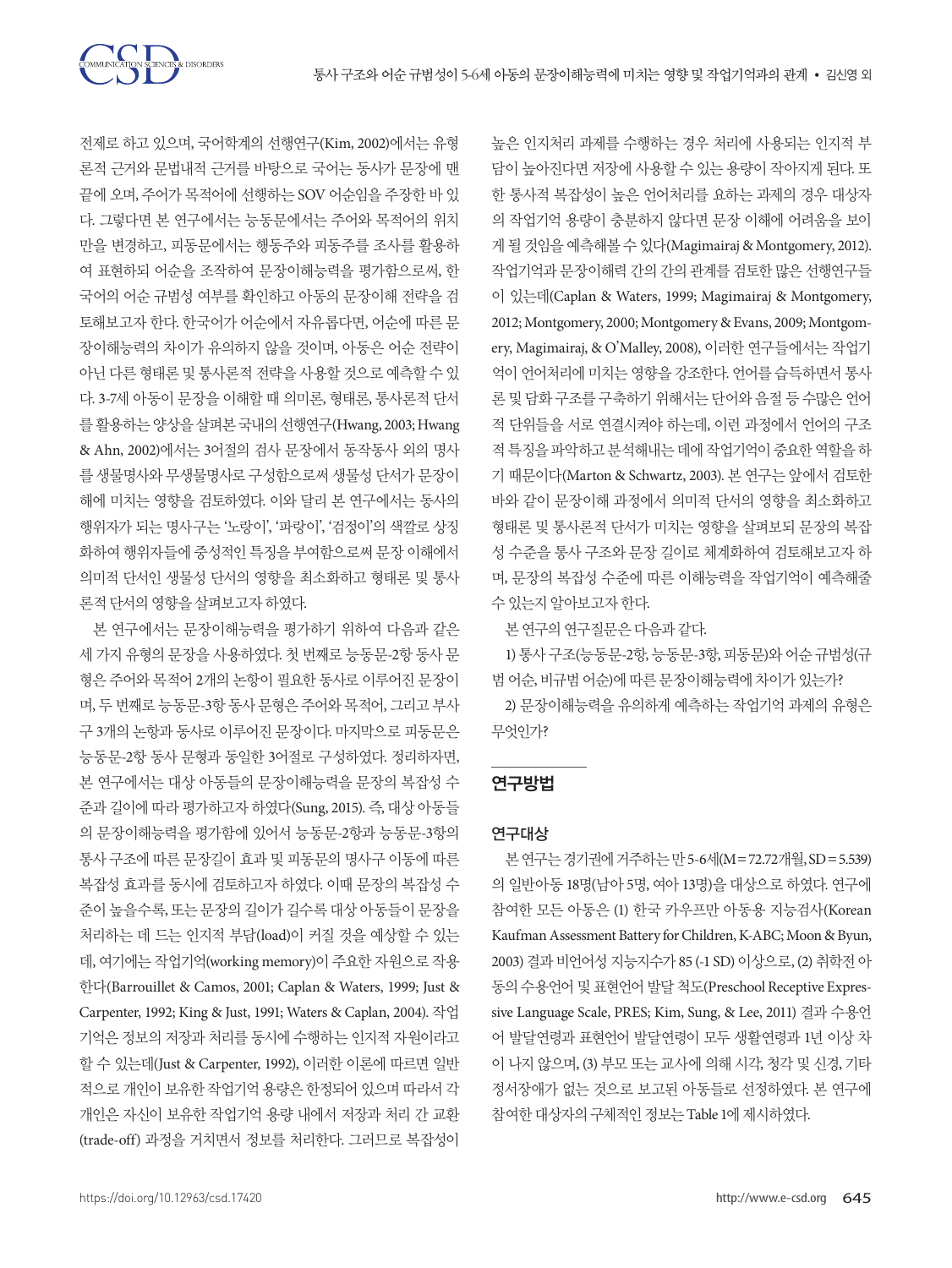전제로 하고 있으며, 국어학계의 선행연구(Kim, 2002)에서는 유형론적 근거와 문법내적 근거를 바탕으로 국어는 동사가 문장에 맨 끝에 오며, 주어가 목적어에 선행하는 SOV 어순임을 주장한 바 있다. 그렇다면 본 연구에서는 능동문에서는 주어와 목적어의 위치만을 변경하고, 피동문에서는 행동주와 피동주를 조사를 활용하여 표현하되 어순을 조작하여 문장이해능력을 평가함으로써, 한국어의 어순 규범성 여부를 확인하고 아동의 문장이해 전략을 검토해보고자 한다. 한국어가 어순에서 자유롭다면, 어순에 따른 문장이해능력의 차이가 유의하지 않을 것이며, 아동은 어순 전략이 아닌 다른 형태론 및 통사론적 전략을 사용할 것으로 예측할 수 있다. 3-7세 아동이 문장을 이해할 때 의미론, 형태론, 통사론적 단서를 활용하는 양상을 살펴본 국내의 선행연구(Hwang, 2003; Hwang & Ahn, 2002)에서는 3어절의 검사 문장에서 동작동사 외의 명사를 생물명사와 무생물명사로 구성함으로써 생물성 단서가 문장이해에 미치는 영향을 검토하였다. 이와 달리 본 연구에서는 동사의 행위자가 되는 명사구는 '노랑이', '파랑이', '검정이'의 색깔로 상징화하여 행위자들에 중성적인 특징을 부여함으로써 문장 이해에서 의미적 단서인 생물성 단서의 영향을 최소화하고 형태론 및 통사론적 단서의 영향을 살펴보고자 하였다.

본 연구에서는 문장이해능력을 평가하기 위하여 다음과 같은 세 가지 유형의 문장을 사용하였다. 첫 번째로 능동문-2항 동사 문형은 주어와 목적어 2개의 논항이 필요한 동사로 이루어진 문장이며, 두 번째로 능동문-3항 동사 문형은 주어와 목적어, 그리고 부사구 3개의 논항과 동사로 이루어진 문장이다. 마지막으로 피동문은 능동문-2항 동사 문형과 동일한 3어절로 구성하였다. 정리하자면, 본 연구에서는 대상 아동들의 문장이해능력을 문장의 복잡성 수준과 길이에 따라 평가하고자 하였다(Sung, 2015). 즉, 대상 아동들의 문장이해능력을 평가함에 있어서 능동문-2항과 능동문-3항의 통사 구조에 따른 문장길이 효과 및 피동문의 명사구 이동에 따른 복잡성 효과를 동시에 검토하고자 하였다. 이때 문장의 복잡성 수준이 높을수록, 또는 문장의 길이가 길수록 대상 아동들이 문장을 처리하는 데 드는 인지적 부담(load)이 커질 것을 예상할 수 있는데, 여기에는 작업기억(working memory)이 주요한 자원으로 작용한다(Barrouillet & Camos, 2001; Caplan & Waters, 1999; Just & Carpenter, 1992; King & Just, 1991; Waters & Caplan, 2004). 작업기억은 정보의 저장과 처리를 동시에 수행하는 인지적 자원이라고 할 수 있는데(Just & Carpenter, 1992), 이러한 이론에 따르면 일반적으로 개인이 보유한 작업기억 용량은 한정되어 있으며 따라서 각 개인은 자신이 보유한 작업기억 용량 내에서 저장과 처리 간 교환(trade-off) 과정을 거치면서 정보를 처리한다. 그러므로 복잡성이 높은 인지처리 과제를 수행하는 경우 처리에 사용되는 인지적 부담이 높아진다면 저장에 사용할 수 있는 용량이 작아지게 된다. 또한 통사적 복잡성이 높은 언어처리를 요하는 과제의 경우 대상자의 작업기억 용량이 충분하지 않다면 문장 이해에 어려움을 보이게 될 것임을 예측해볼 수 있다(Magimairaj & Montgomery, 2012). 작업기억과 문장이해력 간의 간의 관계를 검토한 많은 선행연구들이 있는데(Caplan & Waters, 1999; Magimairaj & Montgomery, 2012; Montgomery, 2000; Montgomery & Evans, 2009; Montgomery, Magimairaj, & O'Malley, 2008), 이러한 연구들에서는 작업기억이 언어처리에 미치는 영향을 강조한다. 언어를 습득하면서 통사론 및 담화 구조를 구축하기 위해서는 단어와 음절 등 수많은 언어적 단위들을 서로 연결시켜야 하는데, 이런 과정에서 언어의 구조적 특징을 파악하고 분석해내는 데에 작업기억이 중요한 역할을 하기 때문이다(Marton & Schwartz, 2003). 본 연구는 앞에서 검토한 바와 같이 문장이해 과정에서 의미적 단서의 영향을 최소화하고 형태론 및 통사론적 단서가 미치는 영향을 살펴보되 문장의 복잡성 수준을 통사 구조와 문장 길이로 체계화하여 검토해보고자 하며, 문장의 복잡성 수준에 따른 이해능력을 작업기억이 예측해줄 수 있는지 알아보고자 한다.

본 연구의 연구질문은 다음과 같다.

1) 통사 구조(능동문-2항, 능동문-3항, 피동문)와 어순 규범성(규범 어순, 비규범 어순)에 따른 문장이해능력에 차이가 있는가?

2) 문장이해능력을 유의하게 예측하는 작업기억 과제의 유형은 무엇인가?

## 연구방법

### 연구대상

본 연구는 경기권에 거주하는 만 5-6세(M = 72.72개월, SD = 5.539)의 일반아동 18명(남아 5명, 여아 13명)을 대상으로 하였다. 연구에 참여한 모든 아동은 (1) 한국 카우프만 아동용 지능검사(Korean Kaufman Assessment Battery for Children, K-ABC; Moon & Byun, 2003) 결과 비언어성 지능지수가 85 (-1 SD) 이상으로, (2) 취학전 아동의 수용언어 및 표현언어 발달 척도(Preschool Receptive Expressive Language Scale, PRES; Kim, Sung, & Lee, 2011) 결과 수용언어 발달연령과 표현언어 발달연령이 모두 생활연령과 1년 이상 차이 나지 않으며, (3) 부모 또는 교사에 의해 시각, 청각 및 신경, 기타 정서장애가 없는 것으로 보고된 아동들로 선정하였다. 본 연구에 참여한 대상자의 구체적인 정보는 Table 1에 제시하였다.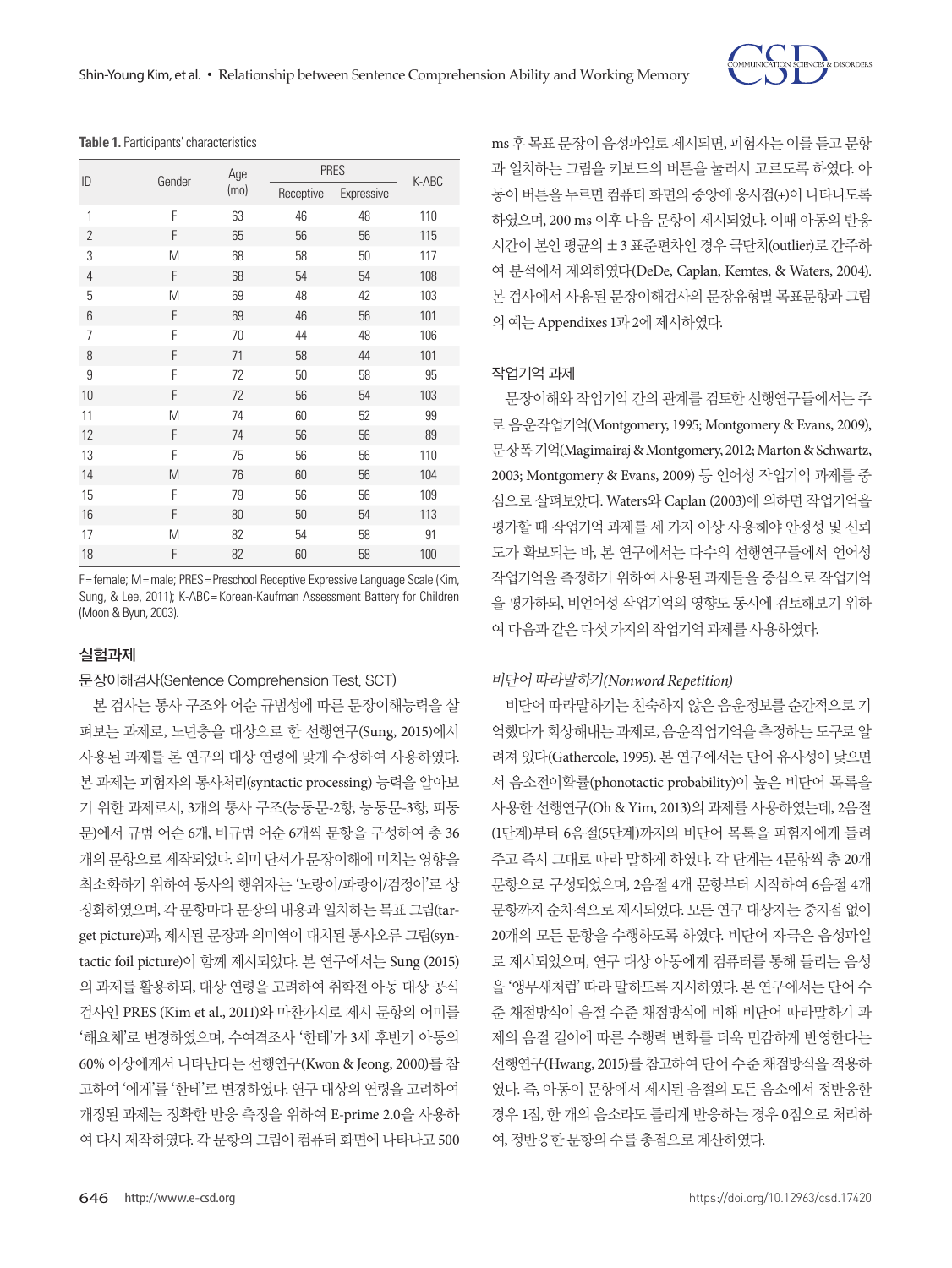**Table 1.** Participants' characteristics

| ID | Gender | Age (mo) | PRES | | K-ABC |
|---|---|---|---|---|---|
| | | | Receptive | Expressive | |
| 1 | F | 63 | 46 | 48 | 110 |
| 2 | F | 65 | 56 | 56 | 115 |
| 3 | M | 68 | 58 | 50 | 117 |
| 4 | F | 68 | 54 | 54 | 108 |
| 5 | M | 69 | 48 | 42 | 103 |
| 6 | F | 69 | 46 | 56 | 101 |
| 7 | F | 70 | 44 | 48 | 106 |
| 8 | F | 71 | 58 | 44 | 101 |
| 9 | F | 72 | 50 | 58 | 95 |
| 10 | F | 72 | 56 | 54 | 103 |
| 11 | M | 74 | 60 | 52 | 99 |
| 12 | F | 74 | 56 | 56 | 89 |
| 13 | F | 75 | 56 | 56 | 110 |
| 14 | M | 76 | 60 | 56 | 104 |
| 15 | F | 79 | 56 | 56 | 109 |
| 16 | F | 80 | 50 | 54 | 113 |
| 17 | M | 82 | 54 | 58 | 91 |
| 18 | F | 82 | 60 | 58 | 100 |

F = female; M = male; PRES = Preschool Receptive Expressive Language Scale (Kim, Sung, & Lee, 2011); K-ABC = Korean-Kaufman Assessment Battery for Children (Moon & Byun, 2003).

## 실험과제

### 문장이해검사(Sentence Comprehension Test, SCT)

본 검사는 통사 구조와 어순 규범성에 따른 문장이해능력을 살펴보는 과제로, 노년층을 대상으로 한 선행연구(Sung, 2015)에서 사용된 과제를 본 연구의 대상 연령에 맞게 수정하여 사용하였다. 본 과제는 피험자의 통사처리(syntactic processing) 능력을 알아보기 위한 과제로서, 3개의 통사 구조(능동문-2항, 능동문-3항, 피동문)에서 규범 어순 6개, 비규범 어순 6개씩 문항을 구성하여 총 36개의 문항으로 제작되었다. 의미 단서가 문장이해에 미치는 영향을 최소화하기 위하여 동사의 행위자는 '노랑이/파랑이/검정이'로 상징화하였으며, 각 문항마다 문장의 내용과 일치하는 목표 그림(target picture)과, 제시된 문장과 의미역이 대치된 통사오류 그림(syntactic foil picture)이 함께 제시되었다. 본 연구에서는 Sung (2015)의 과제를 활용하되, 대상 연령을 고려하여 취학전 아동 대상 공식검사인 PRES (Kim et al., 2011)와 마찬가지로 제시 문항의 어미를 '해요체'로 변경하였으며, 수여격조사 '한테'가 3세 후반기 아동의 60% 이상에게서 나타난다는 선행연구(Kwon & Jeong, 2000)를 참고하여 '에게'를 '한테'로 변경하였다. 연구 대상의 연령을 고려하여 개정된 과제는 정확한 반응 측정을 위하여 E-prime 2.0을 사용하여 다시 제작하였다. 각 문항의 그림이 컴퓨터 화면에 나타나고 500 ms 후 목표 문장이 음성파일로 제시되면, 피험자는 이를 듣고 문항과 일치하는 그림을 키보드의 버튼을 눌러서 고르도록 하였다. 아동이 버튼을 누르면 컴퓨터 화면의 중앙에 응시점(+)이 나타나도록 하였으며, 200 ms 이후 다음 문항이 제시되었다. 이때 아동의 반응시간이 본인 평균의 ±3 표준편차인 경우 극단치(outlier)로 간주하여 분석에서 제외하였다(DeDe, Caplan, Kemtes, & Waters, 2004). 본 검사에서 사용된 문장이해검사의 문장유형별 목표문항과 그림의 예는 Appendixes 1과 2에 제시하였다.

### 작업기억 과제

문장이해와 작업기억 간의 관계를 검토한 선행연구들에서는 주로 음운작업기억(Montgomery, 1995; Montgomery & Evans, 2009), 문장폭 기억(Magimairaj & Montgomery, 2012; Marton & Schwartz, 2003; Montgomery & Evans, 2009) 등 언어성 작업기억 과제를 중심으로 살펴보았다. Waters와 Caplan (2003)에 의하면 작업기억을 평가할 때 작업기억 과제를 세 가지 이상 사용해야 안정성 및 신뢰도가 확보되는 바, 본 연구에서는 다수의 선행연구들에서 언어성 작업기억을 측정하기 위하여 사용된 과제들을 중심으로 작업기억을 평가하되, 비언어성 작업기억의 영향도 동시에 검토해보기 위하여 다음과 같은 다섯 가지의 작업기억 과제를 사용하였다.

*비단어 따라말하기(Nonword Repetition)*

비단어 따라말하기는 친숙하지 않은 음운정보를 순간적으로 기억했다가 회상해내는 과제로, 음운작업기억을 측정하는 도구로 알려져 있다(Gathercole, 1995). 본 연구에서는 단어 유사성이 낮으면서 음소전이확률(phonotactic probability)이 높은 비단어 목록을 사용한 선행연구(Oh & Yim, 2013)의 과제를 사용하였는데, 2음절(1단계)부터 6음절(5단계)까지의 비단어 목록을 피험자에게 들려주고 즉시 그대로 따라 말하게 하였다. 각 단계는 4문항씩 총 20개 문항으로 구성되었으며, 2음절 4개 문항부터 시작하여 6음절 4개 문항까지 순차적으로 제시되었다. 모든 연구 대상자는 중지점 없이 20개의 모든 문항을 수행하도록 하였다. 비단어 자극은 음성파일로 제시되었으며, 연구 대상 아동에게 컴퓨터를 통해 들리는 음성을 '앵무새처럼' 따라 말하도록 지시하였다. 본 연구에서는 단어 수준 채점방식이 음절 수준 채점방식에 비해 비단어 따라말하기 과제의 음절 길이에 따른 수행력 변화를 더욱 민감하게 반영한다는 선행연구(Hwang, 2015)를 참고하여 단어 수준 채점방식을 적용하였다. 즉, 아동이 문항에서 제시된 음절의 모든 음소에서 정반응한 경우 1점, 한 개의 음소라도 틀리게 반응하는 경우 0점으로 처리하여, 정반응한 문항의 수를 총점으로 계산하였다.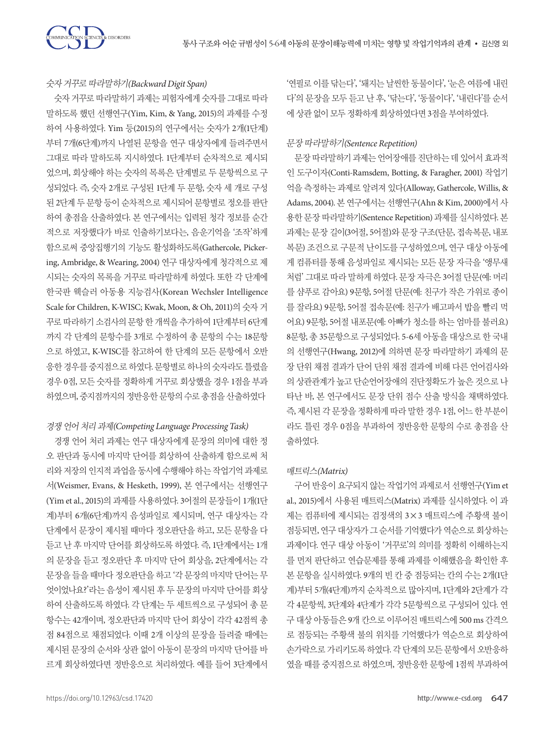*숫자 거꾸로 따라말하기(Backward Digit Span)*

숫자 거꾸로 따라말하기 과제는 피험자에게 숫자를 그대로 따라 말하도록 했던 선행연구(Yim, Kim, & Yang, 2015)의 과제를 수정하여 사용하였다. Yim 등(2015)의 연구에서는 숫자가 2개(1단계)부터 7개(6단계)까지 나열된 문항을 연구 대상자에게 들려주면서 그대로 따라 말하도록 지시하였다. 1단계부터 순차적으로 제시되었으며, 회상해야 하는 숫자의 목록은 단계별로 두 문항씩으로 구성되었다. 즉, 숫자 2개로 구성된 1단계 두 문항, 숫자 세 개로 구성된 2단계 두 문항 등이 순차적으로 제시되어 문항별로 정오를 판단하여 총점을 산출하였다. 본 연구에서는 입력된 청각 정보를 순간적으로 저장했다가 바로 인출하기보다는, 음운기억을 '조작'하게 함으로써 중앙집행기의 기능도 활성화하도록(Gathercole, Pickering, Ambridge, & Wearing, 2004) 연구 대상자에게 청각적으로 제시되는 숫자의 목록을 거꾸로 따라말하게 하였다. 또한 각 단계에 한국판 웩슬러 아동용 지능검사(Korean Wechsler Intelligence Scale for Children, K-WISC; Kwak, Moon, & Oh, 2011)의 숫자 거꾸로 따라하기 소검사의 문항 한 개씩을 추가하여 1단계부터 6단계까지 각 단계의 문항수를 3개로 수정하여 총 문항의 수는 18문항으로 하였고, K-WISC를 참고하여 한 단계의 모든 문항에서 오반응한 경우를 중지점으로 하였다. 문항별로 하나의 숫자라도 틀렸을 경우 0점, 모든 숫자를 정확하게 거꾸로 회상했을 경우 1점을 부과하였으며, 중지점까지의 정반응한 문항의 수로 총점을 산출하였다

*경쟁 언어 처리 과제(Competing Language Processing Task)*

경쟁 언어 처리 과제는 연구 대상자에게 문장의 의미에 대한 정오 판단과 동시에 마지막 단어를 회상하여 산출하게 함으로써 처리와 저장의 인지적 과업을 동시에 수행해야 하는 작업기억 과제로서(Weismer, Evans, & Hesketh, 1999), 본 연구에서는 선행연구(Yim et al., 2015)의 과제를 사용하였다. 3어절의 문장들이 1개(1단계)부터 6개(6단계)까지 음성파일로 제시되며, 연구 대상자는 각 단계에서 문장이 제시될 때마다 정오판단을 하고, 모든 문항을 다 듣고 난 후 마지막 단어를 회상하도록 하였다. 즉, 1단계에서는 1개의 문장을 듣고 정오판단 후 마지막 단어 회상을, 2단계에서는 각 문장을 들을 때마다 정오판단을 하고 '각 문장의 마지막 단어는 무엇이었나요?'라는 음성이 제시된 후 두 문장의 마지막 단어를 회상하여 산출하도록 하였다. 각 단계는 두 세트씩으로 구성되어 총 문항수는 42개이며, 정오판단과 마지막 단어 회상이 각각 42점씩 총점 84점으로 채점되었다. 이때 2개 이상의 문장을 들려줄 때에는 제시된 문장의 순서와 상관 없이 아동이 문장의 마지막 단어를 바르게 회상하였다면 정반응으로 처리하였다. 예를 들어 3단계에서 '연필로 이를 닦는다', '돼지는 날씬한 동물이다', '눈은 여름에 내린다'의 문장을 모두 듣고 난 후, '닦는다', '동물이다', '내린다'를 순서에 상관 없이 모두 정확하게 회상하였다면 3점을 부여하였다.

*문장 따라말하기(Sentence Repetition)*

문장 따라말하기 과제는 언어장애를 진단하는 데 있어서 효과적인 도구이자(Conti-Ramsdem, Botting, & Faragher, 2001) 작업기억을 측정하는 과제로 알려져 있다(Alloway, Gathercole, Willis, & Adams, 2004). 본 연구에서는 선행연구(Ahn & Kim, 2000)에서 사용한 문장 따라말하기(Sentence Repetition) 과제를 실시하였다. 본 과제는 문장 길이(3어절, 5어절)와 문장 구조(단문, 접속복문, 내포복문) 조건으로 구문적 난이도를 구성하였으며, 연구 대상 아동에게 컴퓨터를 통해 음성파일로 제시되는 모든 문장 자극을 '앵무새처럼' 그대로 따라 말하게 하였다. 문장 자극은 3어절 단문(예: 머리를 샴푸로 감아요) 9문항, 5어절 단문(예: 친구가 작은 가위로 종이를 잘라요) 9문항, 5어절 접속문(예: 친구가 배고파서 밥을 빨리 먹어요) 9문항, 5어절 내포문(예: 아빠가 청소를 하는 엄마를 불러요) 8문항, 총 35문항으로 구성되었다. 5-6세 아동을 대상으로 한 국내의 선행연구(Hwang, 2012)에 의하면 문장 따라말하기 과제의 문장 단위 채점 결과가 단어 단위 채점 결과에 비해 다른 언어검사와의 상관관계가 높고 단순언어장애의 진단정확도가 높은 것으로 나타난 바, 본 연구에서도 문장 단위 점수 산출 방식을 채택하였다. 즉, 제시된 각 문장을 정확하게 따라 말한 경우 1점, 어느 한 부분이라도 틀린 경우 0점을 부과하여 정반응한 문항의 수로 총점을 산출하였다.

*매트릭스(Matrix)*

구어 반응이 요구되지 않는 작업기억 과제로서 선행연구(Yim et al., 2015)에서 사용된 매트릭스(Matrix) 과제를 실시하였다. 이 과제는 컴퓨터에 제시되는 검정색의 3×3 매트릭스에 주황색 불이 점등되면, 연구 대상자가 그 순서를 기억했다가 역순으로 회상하는 과제이다. 연구 대상 아동이 '거꾸로'의 의미를 정확히 이해하는지를 먼저 판단하고 연습문제를 통해 과제를 이해했음을 확인한 후 본 문항을 실시하였다. 9개의 빈 칸 중 점등되는 칸의 수는 2개(1단계)부터 5개(4단계)까지 순차적으로 많아지며, 1단계와 2단계가 각각 4문항씩, 3단계와 4단계가 각각 5문항씩으로 구성되어 있다. 연구 대상 아동들은 9개 칸으로 이루어진 매트릭스에 500 ms 간격으로 점등되는 주황색 불의 위치를 기억했다가 역순으로 회상하여 손가락으로 가리키도록 하였다. 각 단계의 모든 문항에서 오반응하였을 때를 중지점으로 하였으며, 정반응한 문항에 1점씩 부과하여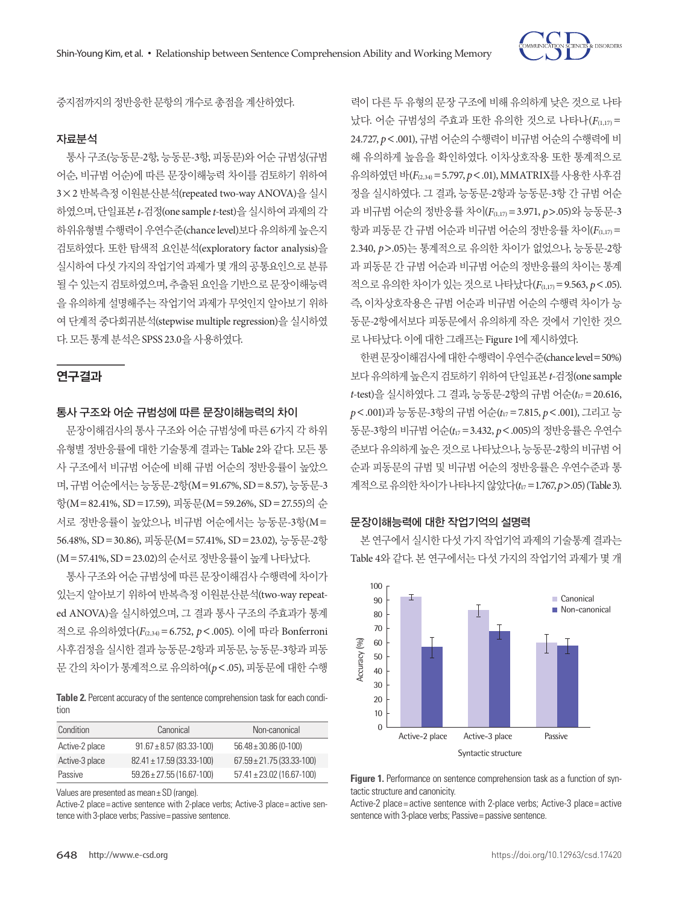중지점까지의 정반응한 문항의 개수로 총점을 계산하였다.

### 자료분석

통사 구조(능동문-2항, 능동문-3항, 피동문)와 어순 규범성(규범 어순, 비규범 어순)에 따른 문장이해능력 차이를 검토하기 위하여 3×2 반복측정 이원분산분석(repeated two-way ANOVA)을 실시하였으며, 단일표본 *t*-검정(one sample *t*-test)을 실시하여 과제의 각 하위유형별 수행력이 우연수준(chance level)보다 유의하게 높은지 검토하였다. 또한 탐색적 요인분석(exploratory factor analysis)을 실시하여 다섯 가지의 작업기억 과제가 몇 개의 공통요인으로 분류될 수 있는지 검토하였으며, 추출된 요인을 기반으로 문장이해능력을 유의하게 설명해주는 작업기억 과제가 무엇인지 알아보기 위하여 단계적 중다회귀분석(stepwise multiple regression)을 실시하였다. 모든 통계 분석은 SPSS 23.0을 사용하였다.

## 연구결과

### 통사 구조와 어순 규범성에 따른 문장이해능력의 차이

문장이해검사의 통사 구조와 어순 규범성에 따른 6가지 각 하위유형별 정반응률에 대한 기술통계 결과는 Table 2와 같다. 모든 통사 구조에서 비규범 어순에 비해 규범 어순의 정반응률이 높았으며, 규범 어순에서는 능동문-2항(M = 91.67%, SD = 8.57), 능동문-3항(M = 82.41%, SD = 17.59), 피동문(M = 59.26%, SD = 27.55)의 순서로 정반응률이 높았으나, 비규범 어순에서는 능동문-3항(M = 56.48%, SD = 30.86), 피동문(M = 57.41%, SD = 23.02), 능동문-2항(M = 57.41%, SD = 23.02)의 순서로 정반응률이 높게 나타났다.

통사 구조와 어순 규범성에 따른 문장이해검사 수행력에 차이가 있는지 알아보기 위하여 반복측정 이원분산분석(two-way repeated ANOVA)을 실시하였으며, 그 결과 통사 구조의 주효과가 통계적으로 유의하였다($F_{(2,34)} = 6.752$, $p < .005$). 이에 따라 Bonferroni 사후검정을 실시한 결과 능동문-2항과 피동문, 능동문-3항과 피동문 간의 차이가 통계적으로 유의하여($p < .05$), 피동문에 대한 수행력이 다른 두 유형의 문장 구조에 비해 유의하게 낮은 것으로 나타났다. 어순 규범성의 주효과 또한 유의한 것으로 나타나($F_{(1,17)} = 24.727$, $p < .001$), 규범 어순의 수행력이 비규범 어순의 수행력에 비해 유의하게 높음을 확인하였다. 이차상호작용 또한 통계적으로 유의하였던 바($F_{(2,34)} = 5.797$, $p < .01$), MMATRIX를 사용한 사후검정을 실시하였다. 그 결과, 능동문-2항과 능동문-3항 간 규범 어순과 비규범 어순의 정반응률 차이($F_{(1,17)} = 3.971$, $p > .05$)와 능동문-3항과 피동문 간 규범 어순과 비규범 어순의 정반응률 차이($F_{(1,17)} = 2.340$, $p > .05$)는 통계적으로 유의한 차이가 없었으나, 능동문-2항과 피동문 간 규범 어순과 비규범 어순의 정반응률의 차이는 통계적으로 유의한 차이가 있는 것으로 나타났다($F_{(1,17)} = 9.563$, $p < .05$). 즉, 이차상호작용은 규범 어순과 비규범 어순의 수행력 차이가 능동문-2항에서보다 피동문에서 유의하게 작은 것에서 기인한 것으로 나타났다. 이에 대한 그래프는 Figure 1에 제시하였다.

한편 문장이해검사에 대한 수행력이 우연수준(chance level = 50%)보다 유의하게 높은지 검토하기 위하여 단일표본 *t*-검정(one sample *t*-test)을 실시하였다. 그 결과, 능동문-2항의 규범 어순($t_{17} = 20.616$, $p < .001$)과 능동문-3항의 규범 어순($t_{17} = 7.815$, $p < .001$), 그리고 능동문-3항의 비규범 어순($t_{17} = 3.432$, $p < .005$)의 정반응률은 우연수준보다 유의하게 높은 것으로 나타났으나, 능동문-2항의 비규범 어순과 피동문의 규범 및 비규범 어순의 정반응률은 우연수준과 통계적으로 유의한 차이가 나타나지 않았다($t_{17} = 1.767$, $p > .05$) (Table 3).

**Table 2.** Percent accuracy of the sentence comprehension task for each condition

| Condition | Canonical | Non-canonical |
|---|---|---|
| Active-2 place | 91.67 ± 8.57 (83.33-100) | 56.48 ± 30.86 (0-100) |
| Active-3 place | 82.41 ± 17.59 (33.33-100) | 67.59 ± 21.75 (33.33-100) |
| Passive | 59.26 ± 27.55 (16.67-100) | 57.41 ± 23.02 (16.67-100) |

Values are presented as mean ± SD (range).
Active-2 place = active sentence with 2-place verbs; Active-3 place = active sentence with 3-place verbs; Passive = passive sentence.

### 문장이해능력에 대한 작업기억의 설명력

본 연구에서 실시한 다섯 가지 작업기억 과제의 기술통계 결과는 Table 4와 같다. 본 연구에서는 다섯 가지의 작업기억 과제가 몇 개

**Figure 1.** Performance on sentence comprehension task as a function of syntactic structure and canonicity.
Active-2 place = active sentence with 2-place verbs; Active-3 place = active sentence with 3-place verbs; Passive = passive sentence.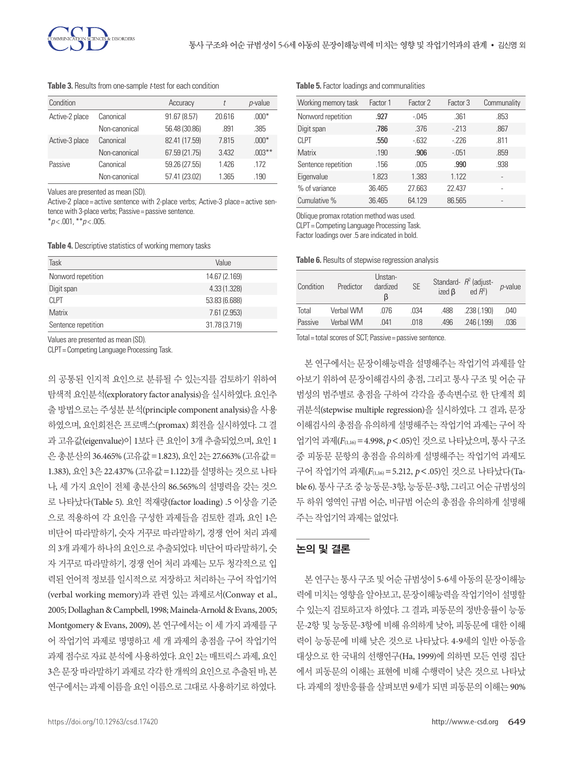**Table 3.** Results from one-sample *t*-test for each condition

| Condition | | Accuracy | *t* | *p*-value |
|---|---|---|---|---|
| Active-2 place | Canonical | 91.67 (8.57) | 20.616 | .000* |
| | Non-canonical | 56.48 (30.86) | .891 | .385 |
| Active-3 place | Canonical | 82.41 (17.59) | 7.815 | .000* |
| | Non-canonical | 67.59 (21.75) | 3.432 | .003** |
| Passive | Canonical | 59.26 (27.55) | 1.426 | .172 |
| | Non-canonical | 57.41 (23.02) | 1.365 | .190 |

Values are presented as mean (SD).
Active-2 place = active sentence with 2-place verbs; Active-3 place = active sentence with 3-place verbs; Passive = passive sentence.
*$p < .001$, **$p < .005$.

**Table 4.** Descriptive statistics of working memory tasks

| Task | Value |
|---|---|
| Nonword repetition | 14.67 (2.169) |
| Digit span | 4.33 (1.328) |
| CLPT | 53.83 (6.688) |
| Matrix | 7.61 (2.953) |
| Sentence repetition | 31.78 (3.719) |

Values are presented as mean (SD).
CLPT = Competing Language Processing Task.

의 공통된 인지적 요인으로 분류될 수 있는지를 검토하기 위하여 탐색적 요인분석(exploratory factor analysis)을 실시하였다. 요인추출 방법으로는 주성분 분석(principle component analysis)을 사용하였으며, 요인회전은 프로맥스(promax) 회전을 실시하였다. 그 결과 고유값(eigenvalue)이 1보다 큰 요인이 3개 추출되었으며, 요인 1은 총분산의 36.465% (고유값 = 1.823), 요인 2는 27.663% (고유값 = 1.383), 요인 3은 22.437% (고유값 = 1.122)를 설명하는 것으로 나타나, 세 가지 요인이 전체 총분산의 86.565%의 설명력을 갖는 것으로 나타났다(Table 5). 요인 적재량(factor loading) .5 이상을 기준으로 적용하여 각 요인을 구성한 과제들을 검토한 결과, 요인 1은 비단어 따라말하기, 숫자 거꾸로 따라말하기, 경쟁 언어 처리 과제의 3개 과제가 하나의 요인으로 추출되었다. 비단어 따라말하기, 숫자 거꾸로 따라말하기, 경쟁 언어 처리 과제는 모두 청각적으로 입력된 언어적 정보를 일시적으로 저장하고 처리하는 구어 작업기억(verbal working memory)과 관련 있는 과제로서(Conway et al., 2005; Dollaghan & Campbell, 1998; Mainela-Arnold & Evans, 2005; Montgomery & Evans, 2009), 본 연구에서는 이 세 가지 과제를 구어 작업기억 과제로 명명하고 세 개 과제의 총점을 구어 작업기억 과제 점수로 자료 분석에 사용하였다. 요인 2는 매트릭스 과제, 요인 3은 문장 따라말하기 과제로 각각 한 개씩의 요인으로 추출된 바, 본 연구에서는 과제 이름을 요인 이름으로 그대로 사용하기로 하였다.

**Table 5.** Factor loadings and communalities

| Working memory task | Factor 1 | Factor 2 | Factor 3 | Communality |
|---|---|---|---|---|
| Nonword repetition | **.927** | -.045 | .361 | .853 |
| Digit span | **.786** | .376 | -.213 | .867 |
| CLPT | **.550** | -.632 | -.226 | .811 |
| Matrix | .190 | **.906** | -.051 | .859 |
| Sentence repetition | .156 | .005 | **.990** | .938 |
| Eigenvalue | 1.823 | 1.383 | 1.122 | - |
| % of variance | 36.465 | 27.663 | 22.437 | - |
| Cumulative % | 36.465 | 64.129 | 86.565 | - |

Oblique promax rotation method was used.
CLPT = Competing Language Processing Task.
Factor loadings over .5 are indicated in bold.

**Table 6.** Results of stepwise regression analysis

| Condition | Predictor | Unstandardized β | SE | Standardized β | $R^2$ (adjusted $R^2$) | *p*-value |
|---|---|---|---|---|---|---|
| Total | Verbal WM | .076 | .034 | .488 | .238 (.190) | .040 |
| Passive | Verbal WM | .041 | .018 | .496 | .246 (.199) | .036 |

Total = total scores of SCT; Passive = passive sentence.

본 연구에서는 문장이해능력을 설명해주는 작업기억 과제를 알아보기 위하여 문장이해검사의 총점, 그리고 통사 구조 및 어순 규범성의 범주별로 총점을 구하여 각각을 종속변수로 한 단계적 회귀분석(stepwise multiple regression)을 실시하였다. 그 결과, 문장이해검사의 총점을 유의하게 설명해주는 작업기억 과제는 구어 작업기억 과제($F_{(1,16)} = 4.998$, $p < .05$)인 것으로 나타났으며, 통사 구조 중 피동문 문항의 총점을 유의하게 설명해주는 작업기억 과제도 구어 작업기억 과제($F_{(1,16)} = 5.212$, $p < .05$)인 것으로 나타났다(Table 6). 통사 구조 중 능동문-3항, 능동문-3항, 그리고 어순 규범성의 두 하위 영역인 규범 어순, 비규범 어순의 총점을 유의하게 설명해주는 작업기억 과제는 없었다.

## 논의 및 결론

본 연구는 통사 구조 및 어순 규범성이 5-6세 아동의 문장이해능력에 미치는 영향을 알아보고, 문장이해능력을 작업기억이 설명할 수 있는지 검토하고자 하였다. 그 결과, 피동문의 정반응률이 능동문-2항 및 능동문-3항에 비해 유의하게 낮아, 피동문에 대한 이해력이 능동문에 비해 낮은 것으로 나타났다. 4-9세의 일반 아동을 대상으로 한 국내의 선행연구(Ha, 1999)에 의하면 모든 연령 집단에서 피동문의 이해는 표현에 비해 수행력이 낮은 것으로 나타났다. 과제의 정반응률을 살펴보면 9세가 되면 피동문의 이해는 90%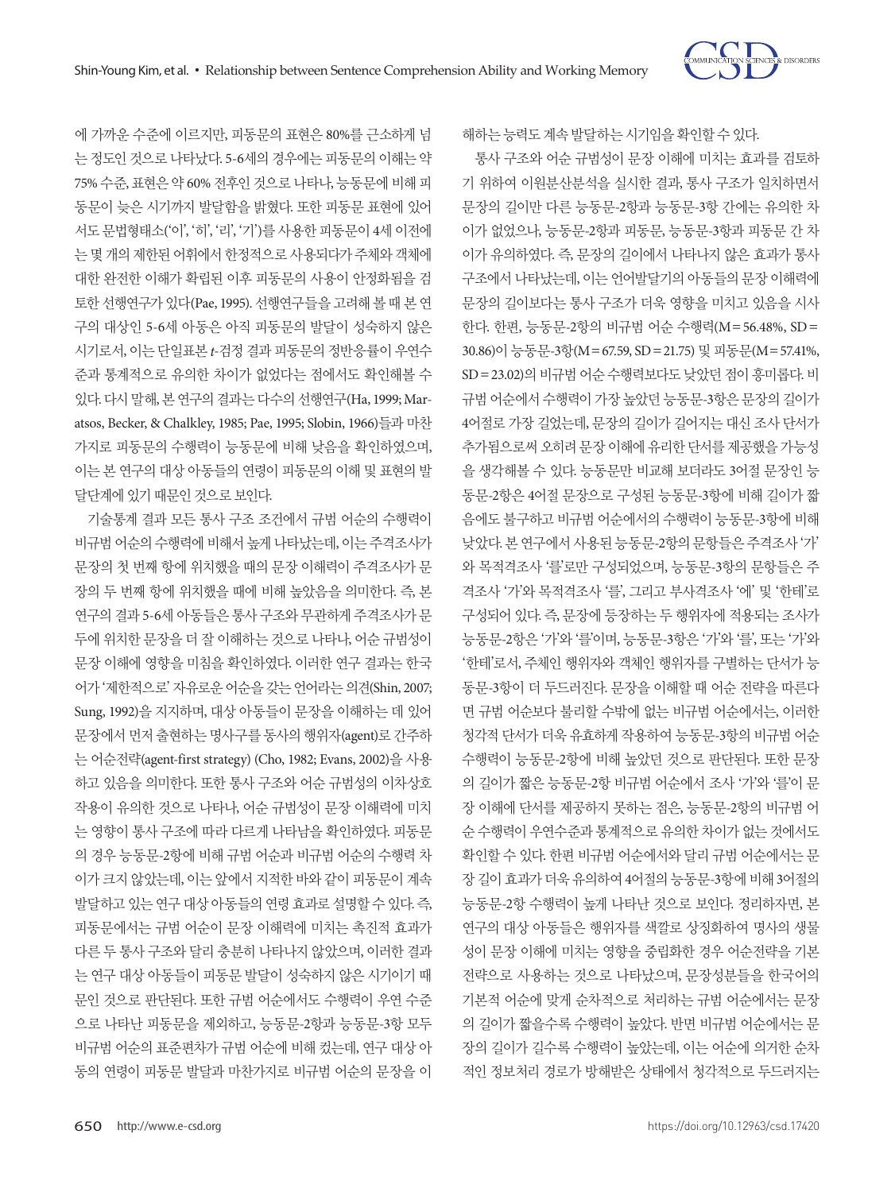에 가까운 수준에 이르지만, 피동문의 표현은 80%를 근소하게 넘는 정도인 것으로 나타났다. 5-6세의 경우에는 피동문의 이해는 약 75% 수준, 표현은 약 60% 전후인 것으로 나타나, 능동문에 비해 피동문이 늦은 시기까지 발달함을 밝혔다. 또한 피동문 표현에 있어서도 문법형태소('이', '히', '리', '기')를 사용한 피동문이 4세 이전에는 몇 개의 제한된 어휘에서 한정적으로 사용되다가 주체와 객체에 대한 완전한 이해가 확립된 이후 피동문의 사용이 안정화됨을 검토한 선행연구가 있다(Pae, 1995). 선행연구들을 고려해 볼 때 본 연구의 대상인 5-6세 아동은 아직 피동문의 발달이 성숙하지 않은 시기로서, 이는 단일표본 *t*-검정 결과 피동문의 정반응률이 우연수준과 통계적으로 유의한 차이가 없었다는 점에서도 확인해볼 수 있다. 다시 말해, 본 연구의 결과는 다수의 선행연구(Ha, 1999; Maratsos, Becker, & Chalkley, 1985; Pae, 1995; Slobin, 1966)들과 마찬가지로 피동문의 수행력이 능동문에 비해 낮음을 확인하였으며, 이는 본 연구의 대상 아동들의 연령이 피동문의 이해 및 표현의 발달단계에 있기 때문인 것으로 보인다.

기술통계 결과 모든 통사 구조 조건에서 규범 어순의 수행력이 비규범 어순의 수행력에 비해서 높게 나타났는데, 이는 주격조사가 문장의 첫 번째 항에 위치했을 때의 문장 이해력이 주격조사가 문장의 두 번째 항에 위치했을 때에 비해 높았음을 의미한다. 즉, 본 연구의 결과 5-6세 아동들은 통사 구조와 무관하게 주격조사가 문두에 위치한 문장을 더 잘 이해하는 것으로 나타나, 어순 규범성이 문장 이해에 영향을 미침을 확인하였다. 이러한 연구 결과는 한국어가 '제한적으로' 자유로운 어순을 갖는 언어라는 의견(Shin, 2007; Sung, 1992)을 지지하며, 대상 아동들이 문장을 이해하는 데 있어 문장에서 먼저 출현하는 명사구를 동사의 행위자(agent)로 간주하는 어순전략(agent-first strategy) (Cho, 1982; Evans, 2002)을 사용하고 있음을 의미한다. 또한 통사 구조와 어순 규범성의 이차상호작용이 유의한 것으로 나타나, 어순 규범성이 문장 이해력에 미치는 영향이 통사 구조에 따라 다르게 나타남을 확인하였다. 피동문의 경우 능동문-2항에 비해 규범 어순과 비규범 어순의 수행력 차이가 크지 않았는데, 이는 앞에서 지적한 바와 같이 피동문이 계속 발달하고 있는 연구 대상 아동들의 연령 효과로 설명할 수 있다. 즉, 피동문에서는 규범 어순이 문장 이해력에 미치는 촉진적 효과가 다른 두 통사 구조와 달리 충분히 나타나지 않았으며, 이러한 결과는 연구 대상 아동들이 피동문 발달이 성숙하지 않은 시기이기 때문인 것으로 판단된다. 또한 규범 어순에서도 수행력이 우연 수준으로 나타난 피동문을 제외하고, 능동문-2항과 능동문-3항 모두 비규범 어순의 표준편차가 규범 어순에 비해 컸는데, 연구 대상 아동의 연령이 피동문 발달과 마찬가지로 비규범 어순의 문장을 이해하는 능력도 계속 발달하는 시기임을 확인할 수 있다.

통사 구조와 어순 규범성이 문장 이해에 미치는 효과를 검토하기 위하여 이원분산분석을 실시한 결과, 통사 구조가 일치하면서 문장의 길이만 다른 능동문-2항과 능동문-3항 간에는 유의한 차이가 없었으나, 능동문-2항과 피동문, 능동문-3항과 피동문 간 차이가 유의하였다. 즉, 문장의 길이에서 나타나지 않은 효과가 통사 구조에서 나타났는데, 이는 언어발달기의 아동들의 문장 이해력에 문장의 길이보다는 통사 구조가 더욱 영향을 미치고 있음을 시사한다. 한편, 능동문-2항의 비규범 어순 수행력(M = 56.48%, SD = 30.86)이 능동문-3항(M = 67.59, SD = 21.75) 및 피동문(M = 57.41%, SD = 23.02)의 비규범 어순 수행력보다도 낮았던 점이 흥미롭다. 비규범 어순에서 수행력이 가장 높았던 능동문-3항은 문장의 길이가 4어절로 가장 길었는데, 문장의 길이가 길어지는 대신 조사 단서가 추가됨으로써 오히려 문장 이해에 유리한 단서를 제공했을 가능성을 생각해볼 수 있다. 능동문만 비교해 보더라도 3어절 문장인 능동문-2항은 4어절 문장으로 구성된 능동문-3항에 비해 길이가 짧음에도 불구하고 비규범 어순에서의 수행력이 능동문-3항에 비해 낮았다. 본 연구에서 사용된 능동문-2항의 문항들은 주격조사 '가'와 목적격조사 '를'로만 구성되었으며, 능동문-3항의 문항들은 주격조사 '가'와 목적격조사 '를', 그리고 부사격조사 '에' 및 '한테'로 구성되어 있다. 즉, 문장에 등장하는 두 행위자에 적용되는 조사가 능동문-2항은 '가'와 '를'이며, 능동문-3항은 '가'와 '를', 또는 '가'와 '한테'로서, 주체인 행위자와 객체인 행위자를 구별하는 단서가 능동문-3항이 더 두드러진다. 문장을 이해할 때 어순 전략을 따른다면 규범 어순보다 불리할 수밖에 없는 비규범 어순에서는, 이러한 청각적 단서가 더욱 유효하게 작용하여 능동문-3항의 비규범 어순 수행력이 능동문-2항에 비해 높았던 것으로 판단된다. 또한 문장의 길이가 짧은 능동문-2항 비규범 어순에서 조사 '가'와 '를'이 문장 이해에 단서를 제공하지 못하는 점은, 능동문-2항의 비규범 어순 수행력이 우연수준과 통계적으로 유의한 차이가 없는 것에서도 확인할 수 있다. 한편 비규범 어순에서와 달리 규범 어순에서는 문장 길이 효과가 더욱 유의하여 4어절의 능동문-3항에 비해 3어절의 능동문-2항 수행력이 높게 나타난 것으로 보인다. 정리하자면, 본 연구의 대상 아동들은 행위자를 색깔로 상징화하여 명사의 생물성이 문장 이해에 미치는 영향을 중립화한 경우 어순전략을 기본 전략으로 사용하는 것으로 나타났으며, 문장성분들을 한국어의 기본적 어순에 맞게 순차적으로 처리하는 규범 어순에서는 문장의 길이가 짧을수록 수행력이 높았다. 반면 비규범 어순에서는 문장의 길이가 길수록 수행력이 높았는데, 이는 어순에 의거한 순차적인 정보처리 경로가 방해받은 상태에서 청각적으로 두드러지는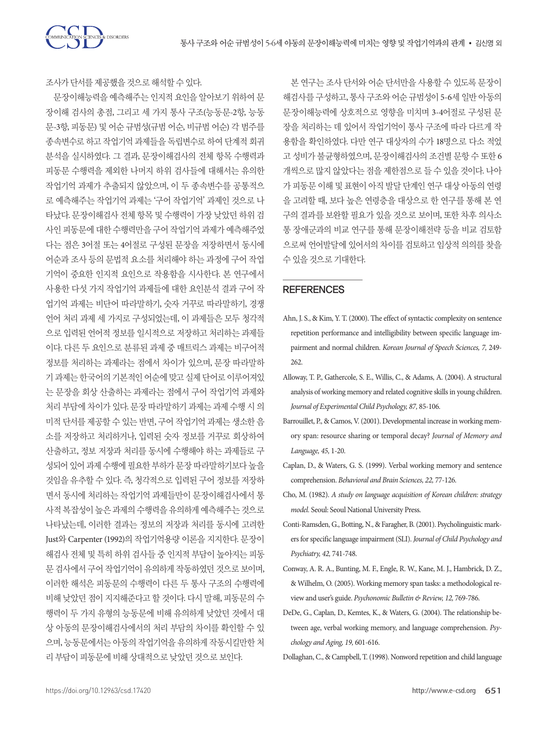조사가 단서를 제공했을 것으로 해석할 수 있다.

문장이해능력을 예측해주는 인지적 요인을 알아보기 위하여 문장이해 검사의 총점, 그리고 세 가지 통사 구조(능동문-2항, 능동문-3항, 피동문) 및 어순 규범성(규범 어순, 비규범 어순) 각 범주를 종속변수로 하고 작업기억 과제들을 독립변수로 하여 단계적 회귀분석을 실시하였다. 그 결과, 문장이해검사의 전체 항목 수행력과 피동문 수행력을 제외한 나머지 하위 검사들에 대해서는 유의한 작업기억 과제가 추출되지 않았으며, 이 두 종속변수를 공통적으로 예측해주는 작업기억 과제는 '구어 작업기억' 과제인 것으로 나타났다. 문장이해검사 전체 항목 및 수행력이 가장 낮았던 하위 검사인 피동문에 대한 수행력만을 구어 작업기억 과제가 예측해주었다는 점은 3어절 또는 4어절로 구성된 문장을 저장하면서 동시에 어순과 조사 등의 문법적 요소를 처리해야 하는 과정에 구어 작업기억이 중요한 인지적 요인으로 작용함을 시사한다. 본 연구에서 사용한 다섯 가지 작업기억 과제들에 대한 요인분석 결과 구어 작업기억 과제는 비단어 따라말하기, 숫자 거꾸로 따라말하기, 경쟁언어 처리 과제 세 가지로 구성되었는데, 이 과제들은 모두 청각적으로 입력된 언어적 정보를 일시적으로 저장하고 처리하는 과제들이다. 다른 두 요인으로 분류된 과제 중 매트릭스 과제는 비구어적 정보를 처리하는 과제라는 점에서 차이가 있으며, 문장 따라말하기 과제는 한국어의 기본적인 어순에 맞고 실제 단어로 이루어져있는 문장을 회상 산출하는 과제라는 점에서 구어 작업기억 과제와 처리 부담에 차이가 있다. 문장 따라말하기 과제는 과제 수행 시 의미적 단서를 제공할 수 있는 반면, 구어 작업기억 과제는 생소한 음소를 저장하고 처리하거나, 입력된 숫자 정보를 거꾸로 회상하여 산출하고, 정보 저장과 처리를 동시에 수행해야 하는 과제들로 구성되어 있어 과제 수행에 필요한 부하가 문장 따라말하기보다 높을 것임을 유추할 수 있다. 즉, 청각적으로 입력된 구어 정보를 저장하면서 동시에 처리하는 작업기억 과제들만이 문장이해검사에서 통사적 복잡성이 높은 과제의 수행력을 유의하게 예측해주는 것으로 나타났는데, 이러한 결과는 정보의 저장과 처리를 동시에 고려한 Just와 Carpenter (1992)의 작업기억용량 이론을 지지한다. 문장이해검사 전체 및 특히 하위 검사들 중 인지적 부담이 높아지는 피동문 검사에서 구어 작업기억이 유의하게 작동하였던 것으로 보이며, 이러한 해석은 피동문의 수행력이 다른 두 통사 구조의 수행력에 비해 낮았던 점이 지지해준다고 할 것이다. 다시 말해, 피동문의 수행력이 두 가지 유형의 능동문에 비해 유의하게 낮았던 것에서 대상 아동의 문장이해검사에서의 처리 부담의 차이를 확인할 수 있으며, 능동문에서는 아동의 작업기억을 유의하게 작동시킬만한 처리 부담이 피동문에 비해 상대적으로 낮았던 것으로 보인다.

본 연구는 조사 단서와 어순 단서만을 사용할 수 있도록 문장이해검사를 구성하고, 통사 구조와 어순 규범성이 5-6세 일반 아동의 문장이해능력에 상호적으로 영향을 미치며 3-4어절로 구성된 문장을 처리하는 데 있어서 작업기억이 통사 구조에 따라 다르게 작용함을 확인하였다. 다만 연구 대상자의 수가 18명으로 다소 적었고 성비가 불균형하였으며, 문장이해검사의 조건별 문항 수 또한 6개씩으로 많지 않았다는 점을 제한점으로 들 수 있을 것이다. 나아가 피동문 이해 및 표현이 아직 발달 단계인 연구 대상 아동의 연령을 고려할 때, 보다 높은 연령층을 대상으로 한 연구를 통해 본 연구의 결과를 보완할 필요가 있을 것으로 보이며, 또한 차후 의사소통 장애군과의 비교 연구를 통해 문장이해전략 등을 비교 검토함으로써 언어발달에 있어서의 차이를 검토하고 임상적 의의를 찾을 수 있을 것으로 기대한다.

## REFERENCES

Ahn, J. S., & Kim, Y. T. (2000). The effect of syntactic complexity on sentence repetition performance and intelligibility between specific language impairment and normal children. *Korean Journal of Speech Sciences, 7,* 249-262.

Alloway, T. P., Gathercole, S. E., Willis, C., & Adams, A. (2004). A structural analysis of working memory and related cognitive skills in young children. *Journal of Experimental Child Psychology, 87,* 85-106.

Barrouillet, P., & Camos, V. (2001). Developmental increase in working memory span: resource sharing or temporal decay? *Journal of Memory and Language, 45,* 1-20.

Caplan, D., & Waters, G. S. (1999). Verbal working memory and sentence comprehension. *Behavioral and Brain Sciences, 22,* 77-126.

Cho, M. (1982). *A study on language acquisition of Korean children: strategy model.* Seoul: Seoul National University Press.

Conti-Ramsden, G., Botting, N., & Faragher, B. (2001). Psycholinguistic markers for specific language impairment (SLI). *Journal of Child Psychology and Psychiatry, 42,* 741-748.

Conway, A. R. A., Bunting, M. F., Engle, R. W., Kane, M. J., Hambrick, D. Z., & Wilhelm, O. (2005). Working memory span tasks: a methodological review and user's guide. *Psychonomic Bulletin & Review, 12,* 769-786.

DeDe, G., Caplan, D., Kemtes, K., & Waters, G. (2004). The relationship between age, verbal working memory, and language comprehension. *Psychology and Aging, 19,* 601-616.

Dollaghan, C., & Campbell, T. (1998). Nonword repetition and child language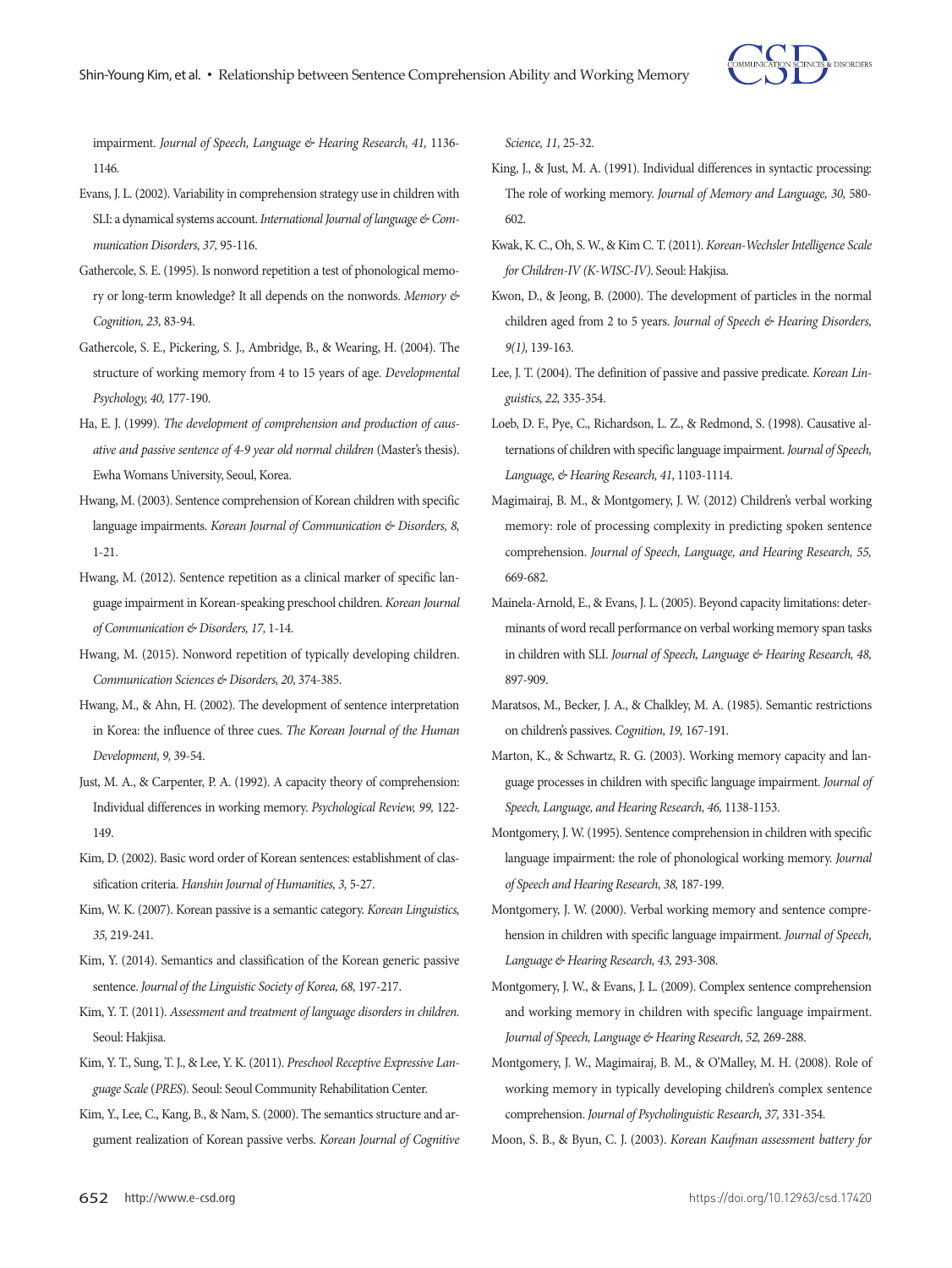impairment. *Journal of Speech, Language & Hearing Research, 41,* 1136-1146.

Evans, J. L. (2002). Variability in comprehension strategy use in children with SLI: a dynamical systems account. *International Journal of language & Communication Disorders, 37,* 95-116.

Gathercole, S. E. (1995). Is nonword repetition a test of phonological memory or long-term knowledge? It all depends on the nonwords. *Memory & Cognition, 23,* 83-94.

Gathercole, S. E., Pickering, S. J., Ambridge, B., & Wearing, H. (2004). The structure of working memory from 4 to 15 years of age. *Developmental Psychology, 40,* 177-190.

Ha, E. J. (1999). *The development of comprehension and production of causative and passive sentence of 4-9 year old normal children* (Master's thesis). Ewha Womans University, Seoul, Korea.

Hwang, M. (2003). Sentence comprehension of Korean children with specific language impairments. *Korean Journal of Communication & Disorders, 8,* 1-21.

Hwang, M. (2012). Sentence repetition as a clinical marker of specific language impairment in Korean-speaking preschool children. *Korean Journal of Communication & Disorders, 17,* 1-14.

Hwang, M. (2015). Nonword repetition of typically developing children. *Communication Sciences & Disorders, 20,* 374-385.

Hwang, M., & Ahn, H. (2002). The development of sentence interpretation in Korea: the influence of three cues. *The Korean Journal of the Human Development, 9,* 39-54.

Just, M. A., & Carpenter, P. A. (1992). A capacity theory of comprehension: Individual differences in working memory. *Psychological Review, 99,* 122-149.

Kim, D. (2002). Basic word order of Korean sentences: establishment of classification criteria. *Hanshin Journal of Humanities, 3,* 5-27.

Kim, W. K. (2007). Korean passive is a semantic category. *Korean Linguistics, 35,* 219-241.

Kim, Y. (2014). Semantics and classification of the Korean generic passive sentence. *Journal of the Linguistic Society of Korea, 68,* 197-217.

Kim, Y. T. (2011). *Assessment and treatment of language disorders in children.* Seoul: Hakjisa.

Kim, Y. T., Sung, T. J., & Lee, Y. K. (2011). *Preschool Receptive Expressive Language Scale (PRES).* Seoul: Seoul Community Rehabilitation Center.

Kim, Y., Lee, C., Kang, B., & Nam, S. (2000). The semantics structure and argument realization of Korean passive verbs. *Korean Journal of Cognitive Science, 11,* 25-32.

King, J., & Just, M. A. (1991). Individual differences in syntactic processing: The role of working memory. *Journal of Memory and Language, 30,* 580-602.

Kwak, K. C., Oh, S. W., & Kim C. T. (2011). *Korean-Wechsler Intelligence Scale for Children-IV (K-WISC-IV).* Seoul: Hakjisa.

Kwon, D., & Jeong, B. (2000). The development of particles in the normal children aged from 2 to 5 years. *Journal of Speech & Hearing Disorders, 9(1),* 139-163.

Lee, J. T. (2004). The definition of passive and passive predicate. *Korean Linguistics, 22,* 335-354.

Loeb, D. F., Pye, C., Richardson, L. Z., & Redmond, S. (1998). Causative alternations of children with specific language impairment. *Journal of Speech, Language, & Hearing Research, 41,* 1103-1114.

Magimairaj, B. M., & Montgomery, J. W. (2012) Children's verbal working memory: role of processing complexity in predicting spoken sentence comprehension. *Journal of Speech, Language, and Hearing Research, 55,* 669-682.

Mainela-Arnold, E., & Evans, J. L. (2005). Beyond capacity limitations: determinants of word recall performance on verbal working memory span tasks in children with SLI. *Journal of Speech, Language & Hearing Research, 48,* 897-909.

Maratsos, M., Becker, J. A., & Chalkley, M. A. (1985). Semantic restrictions on children's passives. *Cognition, 19,* 167-191.

Marton, K., & Schwartz, R. G. (2003). Working memory capacity and language processes in children with specific language impairment. *Journal of Speech, Language, and Hearing Research, 46,* 1138-1153.

Montgomery, J. W. (1995). Sentence comprehension in children with specific language impairment: the role of phonological working memory. *Journal of Speech and Hearing Research, 38,* 187-199.

Montgomery, J. W. (2000). Verbal working memory and sentence comprehension in children with specific language impairment. *Journal of Speech, Language & Hearing Research, 43,* 293-308.

Montgomery, J. W., & Evans, J. L. (2009). Complex sentence comprehension and working memory in children with specific language impairment. *Journal of Speech, Language & Hearing Research, 52,* 269-288.

Montgomery, J. W., Magimairaj, B. M., & O'Malley, M. H. (2008). Role of working memory in typically developing children's complex sentence comprehension. *Journal of Psycholinguistic Research, 37,* 331-354.

Moon, S. B., & Byun, C. J. (2003). *Korean Kaufman assessment battery for*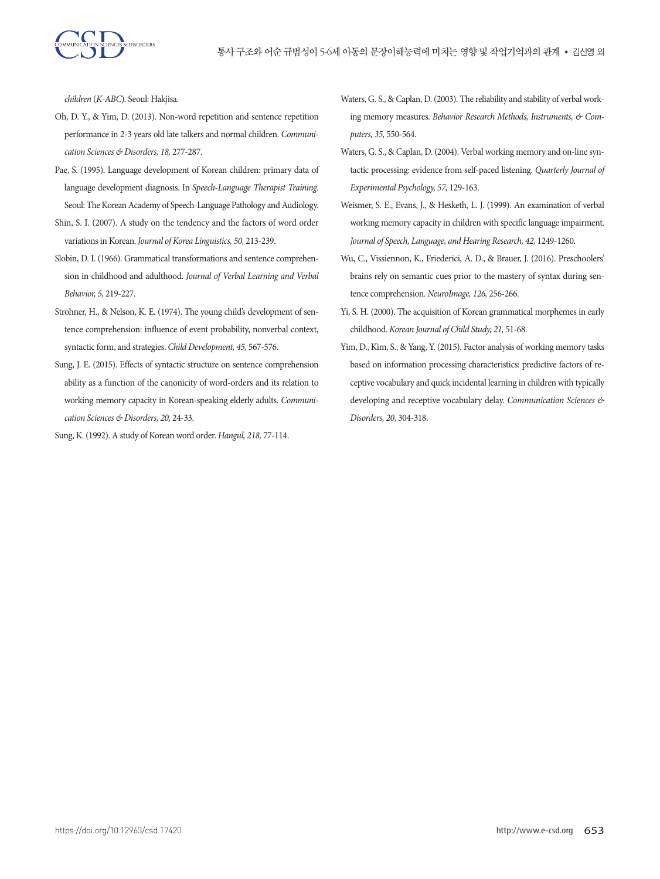*children* (*K-ABC*). Seoul: Hakjisa.

Oh, D. Y., & Yim, D. (2013). Non-word repetition and sentence repetition performance in 2-3 years old late talkers and normal children. *Communication Sciences & Disorders, 18,* 277-287.

Pae, S. (1995). Language development of Korean children: primary data of language development diagnosis. In *Speech-Language Therapist Training.* Seoul: The Korean Academy of Speech-Language Pathology and Audiology.

Shin, S. I. (2007). A study on the tendency and the factors of word order variations in Korean. *Journal of Korea Linguistics, 50,* 213-239.

Slobin, D. I. (1966). Grammatical transformations and sentence comprehension in childhood and adulthood. *Journal of Verbal Learning and Verbal Behavior, 5,* 219-227.

Strohner, H., & Nelson, K. E. (1974). The young child's development of sentence comprehension: influence of event probability, nonverbal context, syntactic form, and strategies. *Child Development, 45,* 567-576.

Sung, J. E. (2015). Effects of syntactic structure on sentence comprehension ability as a function of the canonicity of word-orders and its relation to working memory capacity in Korean-speaking elderly adults. *Communication Sciences & Disorders, 20,* 24-33.

Sung, K. (1992). A study of Korean word order. *Hangul, 218,* 77-114.

Waters, G. S., & Caplan, D. (2003). The reliability and stability of verbal working memory measures. *Behavior Research Methods, Instruments, & Computers, 35,* 550-564.

Waters, G. S., & Caplan, D. (2004). Verbal working memory and on-line syntactic processing: evidence from self-paced listening. *Quarterly Journal of Experimental Psychology, 57,* 129-163.

Weismer, S. E., Evans, J., & Hesketh, L. J. (1999). An examination of verbal working memory capacity in children with specific language impairment. *Journal of Speech, Language, and Hearing Research, 42,* 1249-1260.

Wu, C., Vissiennon, K., Friederici, A. D., & Brauer, J. (2016). Preschoolers' brains rely on semantic cues prior to the mastery of syntax during sentence comprehension. *NeuroImage, 126,* 256-266.

Yi, S. H. (2000). The acquisition of Korean grammatical morphemes in early childhood. *Korean Journal of Child Study, 21,* 51-68.

Yim, D., Kim, S., & Yang, Y. (2015). Factor analysis of working memory tasks based on information processing characteristics: predictive factors of receptive vocabulary and quick incidental learning in children with typically developing and receptive vocabulary delay. *Communication Sciences & Disorders, 20,* 304-318.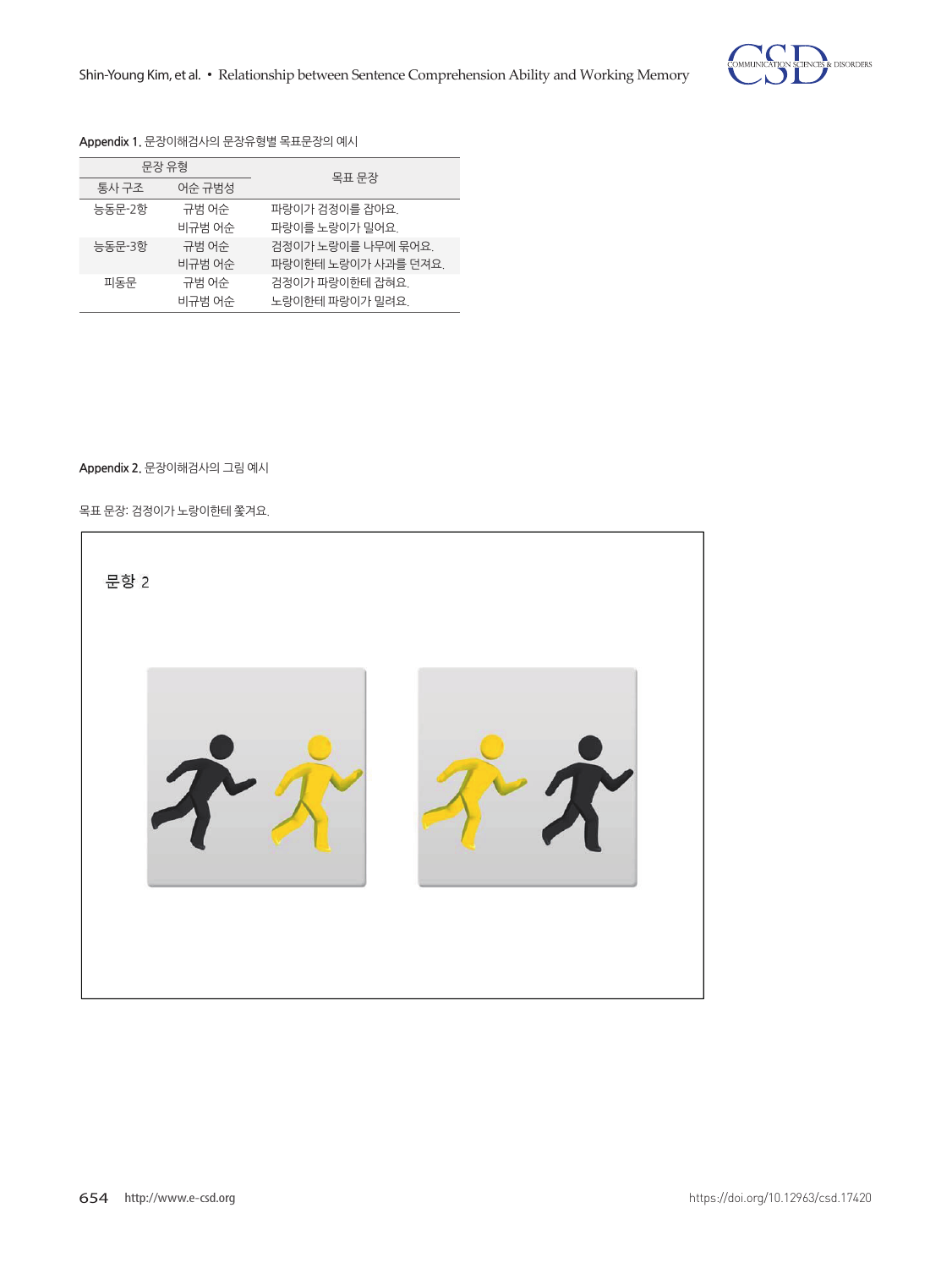Appendix 1. 문장이해검사의 문장유형별 목표문장의 예시

| 문장 유형 | | 목표 문장 |
|---|---|---|
| 통사 구조 | 어순 규범성 | |
| 능동문-2항 | 규범 어순 | 파랑이가 검정이를 잡아요. |
| | 비규범 어순 | 파랑이를 노랑이가 밀어요. |
| 능동문-3항 | 규범 어순 | 검정이가 노랑이를 나무에 묶어요. |
| | 비규범 어순 | 파랑이한테 노랑이가 사과를 던져요. |
| 피동문 | 규범 어순 | 검정이가 파랑이한테 잡혀요. |
| | 비규범 어순 | 노랑이한테 파랑이가 밀려요. |

Appendix 2. 문장이해검사의 그림 예시

목표 문장: 검정이가 노랑이한테 쫓겨요.

문항 2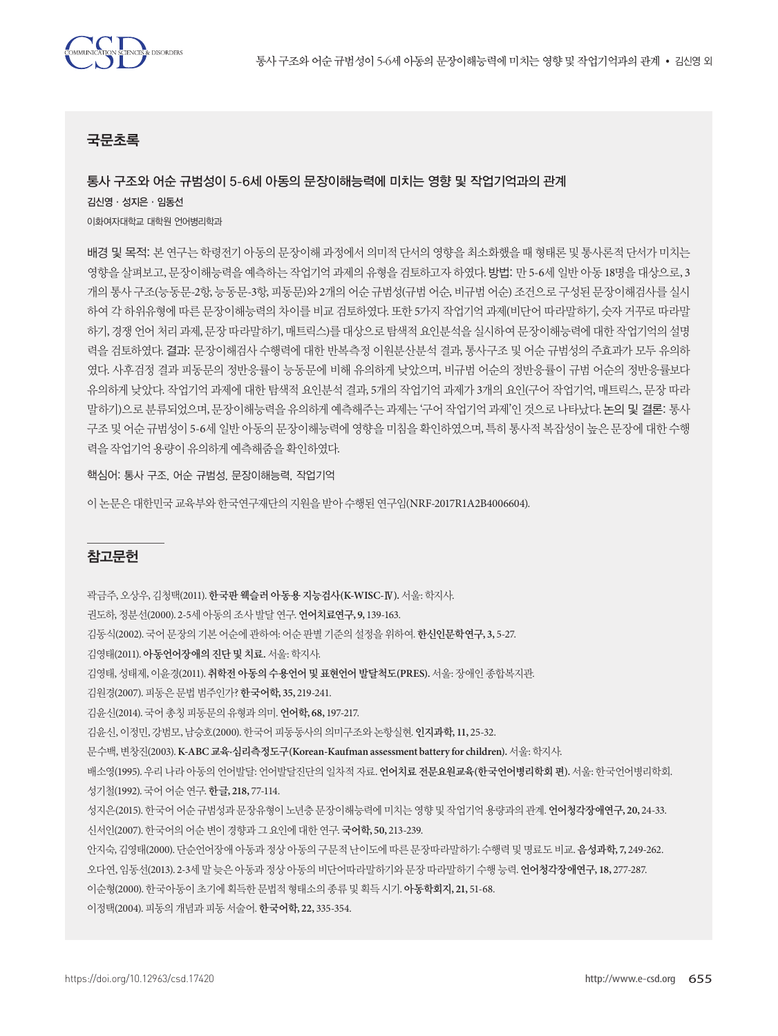## 국문초록

### 통사 구조와 어순 규범성이 5-6세 아동의 문장이해능력에 미치는 영향 및 작업기억과의 관계

**김신영 · 성지은 · 임동선**

이화여자대학교 대학원 언어병리학과

**배경 및 목적:** 본 연구는 학령전기 아동의 문장이해 과정에서 의미적 단서의 영향을 최소화했을 때 형태론 및 통사론적 단서가 미치는 영향을 살펴보고, 문장이해능력을 예측하는 작업기억 과제의 유형을 검토하고자 하였다. **방법:** 만 5-6세 일반 아동 18명을 대상으로, 3개의 통사 구조(능동문-2항, 능동문-3항, 피동문)와 2개의 어순 규범성(규범 어순, 비규범 어순) 조건으로 구성된 문장이해검사를 실시하여 각 하위유형에 따른 문장이해능력의 차이를 비교 검토하였다. 또한 5가지 작업기억 과제(비단어 따라말하기, 숫자 거꾸로 따라말하기, 경쟁 언어 처리 과제, 문장 따라말하기, 매트릭스)를 대상으로 탐색적 요인분석을 실시하여 문장이해능력에 대한 작업기억의 설명력을 검토하였다. **결과:** 문장이해검사 수행력에 대한 반복측정 이원분산분석 결과, 통사구조 및 어순 규범성의 주효과가 모두 유의하였다. 사후검정 결과 피동문의 정반응률이 능동문에 비해 유의하게 낮았으며, 비규범 어순의 정반응률이 규범 어순의 정반응률보다 유의하게 낮았다. 작업기억 과제에 대한 탐색적 요인분석 결과, 5개의 작업기억 과제가 3개의 요인(구어 작업기억, 매트릭스, 문장 따라말하기)으로 분류되었으며, 문장이해능력을 유의하게 예측해주는 과제는 '구어 작업기억 과제'인 것으로 나타났다. **논의 및 결론:** 통사 구조 및 어순 규범성이 5-6세 일반 아동의 문장이해능력에 영향을 미침을 확인하였으며, 특히 통사적 복잡성이 높은 문장에 대한 수행력을 작업기억 용량이 유의하게 예측해줌을 확인하였다.

핵심어: 통사 구조, 어순 규범성, 문장이해능력, 작업기억

이 논문은 대한민국 교육부와 한국연구재단의 지원을 받아 수행된 연구임(NRF-2017R1A2B4006604).

## 참고문헌

곽금주, 오상우, 김청택(2011). **한국판 웩슬러 아동용 지능검사(K-WISC-Ⅳ).** 서울: 학지사.

권도하, 정분선(2000). 2-5세 아동의 조사 발달 연구. **언어치료연구, 9,** 139-163.

김동식(2002). 국어 문장의 기본 어순에 관하여: 어순 판별 기준의 설정을 위하여. **한신인문학연구, 3,** 5-27.

김영태(2011). **아동언어장애의 진단 및 치료.** 서울: 학지사.

김영태, 성태제, 이윤경(2011). **취학전 아동의 수용언어 및 표현언어 발달척도(PRES).** 서울: 장애인 종합복지관.

김원경(2007). 피동은 문법 범주인가? **한국어학, 35,** 219-241.

김윤신(2014). 국어 총칭 피동문의 유형과 의미. **언어학, 68,** 197-217.

김윤신, 이정민, 강범모, 남승호(2000). 한국어 피동동사의 의미구조와 논항실현. **인지과학, 11,** 25-32.

문수백, 변창진(2003). **K-ABC 교육·심리측정도구(Korean-Kaufman assessment battery for children).** 서울: 학지사.

배소영(1995). 우리 나라 아동의 언어발달: 언어발달진단의 일차적 자료. **언어치료 전문요원교육(한국언어병리학회 편).** 서울: 한국언어병리학회.

성기철(1992). 국어 어순 연구. **한글, 218,** 77-114.

성지은(2015). 한국어 어순 규범성과 문장유형이 노년층 문장이해능력에 미치는 영향 및 작업기억 용량과의 관계. **언어청각장애연구, 20,** 24-33.

신서인(2007). 한국어의 어순 변이 경향과 그 요인에 대한 연구. **국어학, 50,** 213-239.

안지숙, 김영태(2000). 단순언어장애 아동과 정상 아동의 구문적 난이도에 따른 문장따라말하기: 수행력 및 명료도 비교. **음성과학, 7,** 249-262.

오다연, 임동선(2013). 2-3세 말 늦은 아동과 정상 아동의 비단어따라말하기와 문장 따라말하기 수행 능력. **언어청각장애연구, 18,** 277-287.

이순형(2000). 한국아동이 초기에 획득한 문법적 형태소의 종류 및 획득 시기. **아동학회지, 21,** 51-68.

이정택(2004). 피동의 개념과 피동 서술어. **한국어학, 22,** 335-354.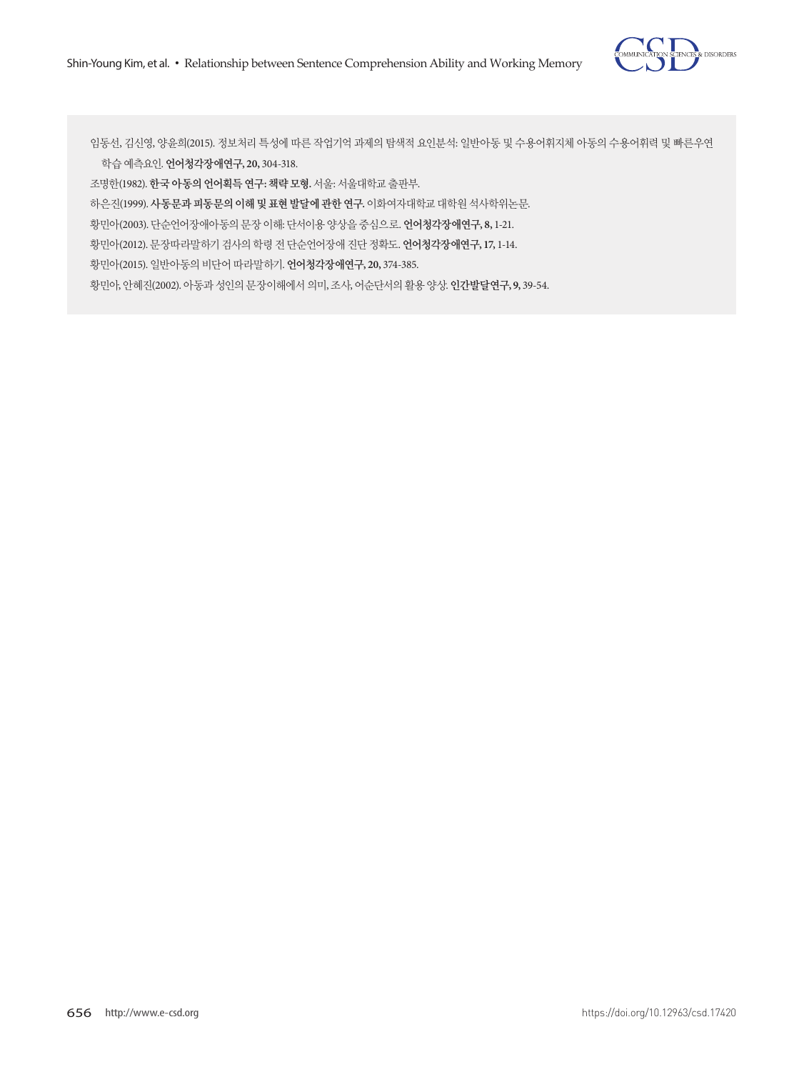임동선, 김신영, 양윤희(2015). 정보처리 특성에 따른 작업기억 과제의 탐색적 요인분석: 일반아동 및 수용어휘지체 아동의 수용어휘력 및 빠른우연학습 예측요인. **언어청각장애연구, 20,** 304-318.

조명한(1982). **한국 아동의 언어획득 연구: 책략 모형.** 서울: 서울대학교 출판부.

하은진(1999). **사동문과 피동문의 이해 및 표현 발달에 관한 연구.** 이화여자대학교 대학원 석사학위논문.

황민아(2003). 단순언어장애아동의 문장 이해: 단서이용 양상을 중심으로. **언어청각장애연구, 8,** 1-21.

황민아(2012). 문장따라말하기 검사의 학령 전 단순언어장애 진단 정확도. **언어청각장애연구, 17,** 1-14.

황민아(2015). 일반아동의 비단어 따라말하기. **언어청각장애연구, 20,** 374-385.

황민아, 안혜진(2002). 아동과 성인의 문장이해에서 의미, 조사, 어순단서의 활용 양상. **인간발달연구, 9,** 39-54.